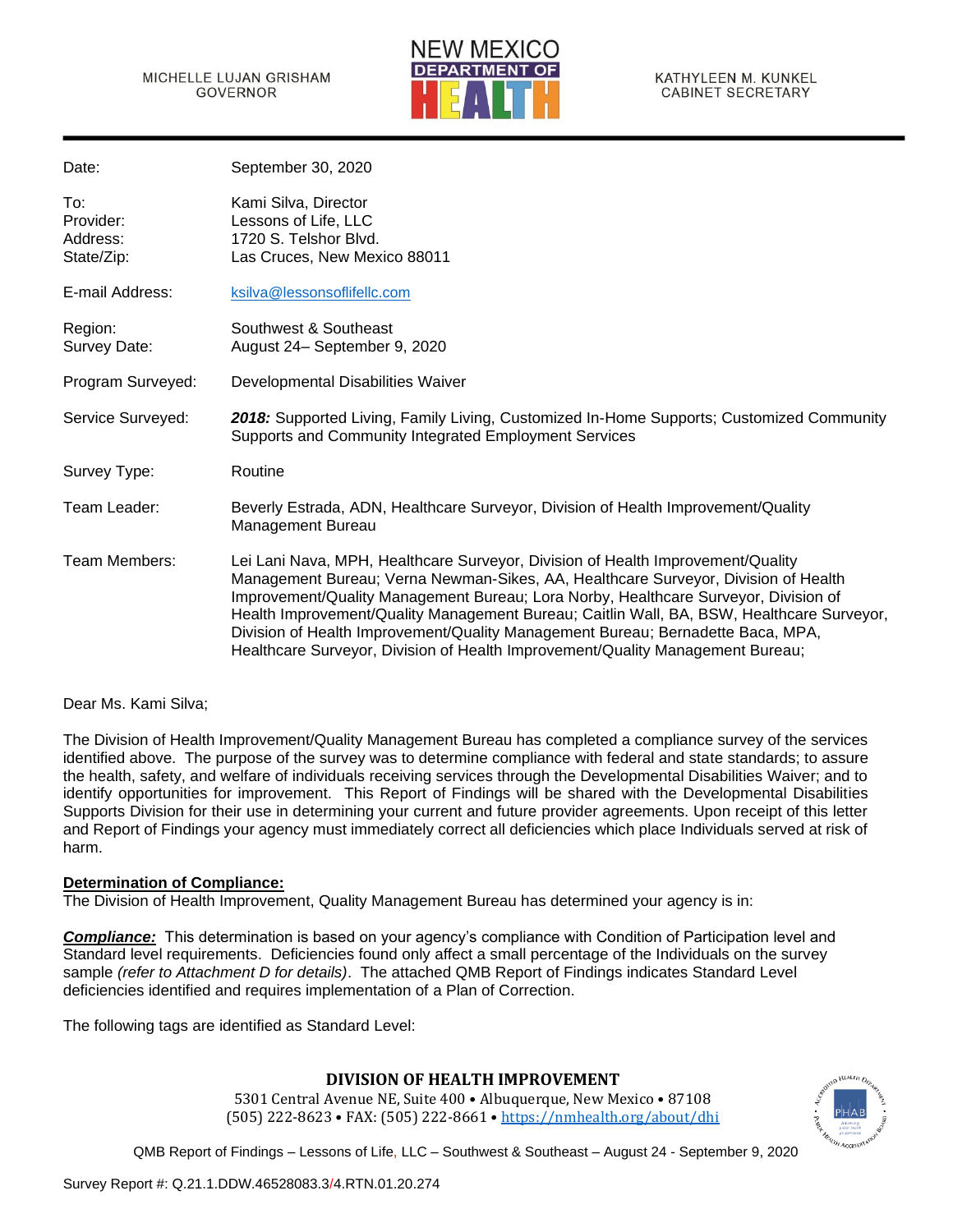MICHELLE LUJAN GRISHAM
GOVERNOR

NEW MEXICO
DEPARTMENT OF
HEALTH

KATHYLEEN M. KUNKEL
CABINET SECRETARY

| | |
|---|---|
| Date: | September 30, 2020 |
| To: | Kami Silva, Director |
| Provider: | Lessons of Life, LLC |
| Address: | 1720 S. Telshor Blvd. |
| State/Zip: | Las Cruces, New Mexico 88011 |
| E-mail Address: | ksilva@lessonsoflifellc.com |
| Region: | Southwest & Southeast |
| Survey Date: | August 24– September 9, 2020 |
| Program Surveyed: | Developmental Disabilities Waiver |
| Service Surveyed: | ***2018:*** Supported Living, Family Living, Customized In-Home Supports; Customized Community Supports and Community Integrated Employment Services |
| Survey Type: | Routine |
| Team Leader: | Beverly Estrada, ADN, Healthcare Surveyor, Division of Health Improvement/Quality Management Bureau |
| Team Members: | Lei Lani Nava, MPH, Healthcare Surveyor, Division of Health Improvement/Quality Management Bureau; Verna Newman-Sikes, AA, Healthcare Surveyor, Division of Health Improvement/Quality Management Bureau; Lora Norby, Healthcare Surveyor, Division of Health Improvement/Quality Management Bureau; Caitlin Wall, BA, BSW, Healthcare Surveyor, Division of Health Improvement/Quality Management Bureau; Bernadette Baca, MPA, Healthcare Surveyor, Division of Health Improvement/Quality Management Bureau; |

Dear Ms. Kami Silva;

The Division of Health Improvement/Quality Management Bureau has completed a compliance survey of the services identified above. The purpose of the survey was to determine compliance with federal and state standards; to assure the health, safety, and welfare of individuals receiving services through the Developmental Disabilities Waiver; and to identify opportunities for improvement. This Report of Findings will be shared with the Developmental Disabilities Supports Division for their use in determining your current and future provider agreements. Upon receipt of this letter and Report of Findings your agency must immediately correct all deficiencies which place Individuals served at risk of harm.

**Determination of Compliance:**

The Division of Health Improvement, Quality Management Bureau has determined your agency is in:

***Compliance:*** This determination is based on your agency's compliance with Condition of Participation level and Standard level requirements. Deficiencies found only affect a small percentage of the Individuals on the survey sample *(refer to Attachment D for details)*. The attached QMB Report of Findings indicates Standard Level deficiencies identified and requires implementation of a Plan of Correction.

The following tags are identified as Standard Level:

**DIVISION OF HEALTH IMPROVEMENT**
5301 Central Avenue NE, Suite 400 • Albuquerque, New Mexico • 87108
(505) 222-8623 • FAX: (505) 222-8661 • https://nmhealth.org/about/dhi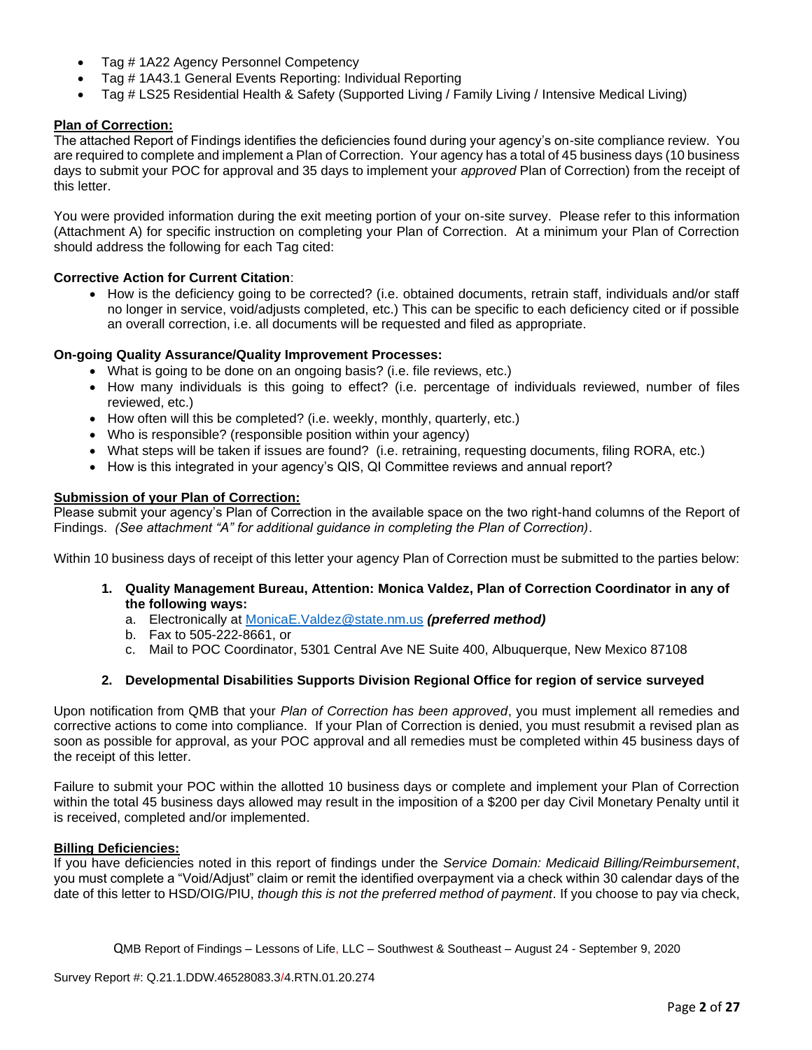- Tag # 1A22 Agency Personnel Competency
- Tag # 1A43.1 General Events Reporting: Individual Reporting
- Tag # LS25 Residential Health & Safety (Supported Living / Family Living / Intensive Medical Living)

**Plan of Correction:**

The attached Report of Findings identifies the deficiencies found during your agency's on-site compliance review. You are required to complete and implement a Plan of Correction. Your agency has a total of 45 business days (10 business days to submit your POC for approval and 35 days to implement your *approved* Plan of Correction) from the receipt of this letter.

You were provided information during the exit meeting portion of your on-site survey. Please refer to this information (Attachment A) for specific instruction on completing your Plan of Correction. At a minimum your Plan of Correction should address the following for each Tag cited:

**Corrective Action for Current Citation**:

- How is the deficiency going to be corrected? (i.e. obtained documents, retrain staff, individuals and/or staff no longer in service, void/adjusts completed, etc.) This can be specific to each deficiency cited or if possible an overall correction, i.e. all documents will be requested and filed as appropriate.

**On-going Quality Assurance/Quality Improvement Processes:**

- What is going to be done on an ongoing basis? (i.e. file reviews, etc.)
- How many individuals is this going to effect? (i.e. percentage of individuals reviewed, number of files reviewed, etc.)
- How often will this be completed? (i.e. weekly, monthly, quarterly, etc.)
- Who is responsible? (responsible position within your agency)
- What steps will be taken if issues are found? (i.e. retraining, requesting documents, filing RORA, etc.)
- How is this integrated in your agency's QIS, QI Committee reviews and annual report?

**Submission of your Plan of Correction:**

Please submit your agency's Plan of Correction in the available space on the two right-hand columns of the Report of Findings. *(See attachment "A" for additional guidance in completing the Plan of Correction)*.

Within 10 business days of receipt of this letter your agency Plan of Correction must be submitted to the parties below:

1. **Quality Management Bureau, Attention: Monica Valdez, Plan of Correction Coordinator in any of the following ways:**
   a. Electronically at MonicaE.Valdez@state.nm.us ***(preferred method)***
   b. Fax to 505-222-8661, or
   c. Mail to POC Coordinator, 5301 Central Ave NE Suite 400, Albuquerque, New Mexico 87108

2. **Developmental Disabilities Supports Division Regional Office for region of service surveyed**

Upon notification from QMB that your *Plan of Correction has been approved*, you must implement all remedies and corrective actions to come into compliance. If your Plan of Correction is denied, you must resubmit a revised plan as soon as possible for approval, as your POC approval and all remedies must be completed within 45 business days of the receipt of this letter.

Failure to submit your POC within the allotted 10 business days or complete and implement your Plan of Correction within the total 45 business days allowed may result in the imposition of a $200 per day Civil Monetary Penalty until it is received, completed and/or implemented.

**Billing Deficiencies:**

If you have deficiencies noted in this report of findings under the *Service Domain: Medicaid Billing/Reimbursement*, you must complete a "Void/Adjust" claim or remit the identified overpayment via a check within 30 calendar days of the date of this letter to HSD/OIG/PIU, *though this is not the preferred method of payment*. If you choose to pay via check,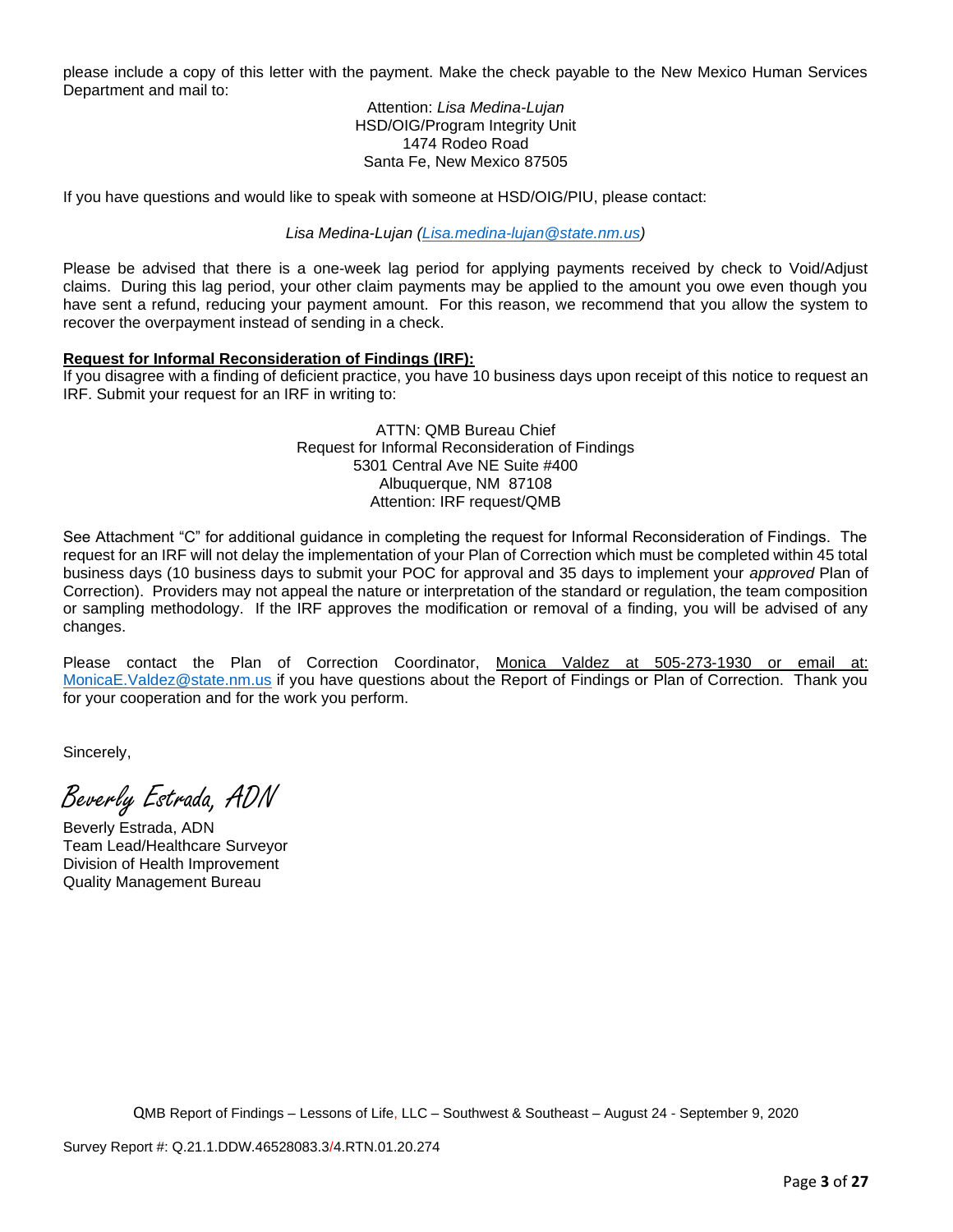please include a copy of this letter with the payment. Make the check payable to the New Mexico Human Services Department and mail to:

Attention: *Lisa Medina-Lujan*
HSD/OIG/Program Integrity Unit
1474 Rodeo Road
Santa Fe, New Mexico 87505

If you have questions and would like to speak with someone at HSD/OIG/PIU, please contact:

*Lisa Medina-Lujan (Lisa.medina-lujan@state.nm.us)*

Please be advised that there is a one-week lag period for applying payments received by check to Void/Adjust claims. During this lag period, your other claim payments may be applied to the amount you owe even though you have sent a refund, reducing your payment amount. For this reason, we recommend that you allow the system to recover the overpayment instead of sending in a check.

**Request for Informal Reconsideration of Findings (IRF):**

If you disagree with a finding of deficient practice, you have 10 business days upon receipt of this notice to request an IRF. Submit your request for an IRF in writing to:

ATTN: QMB Bureau Chief
Request for Informal Reconsideration of Findings
5301 Central Ave NE Suite #400
Albuquerque, NM 87108
Attention: IRF request/QMB

See Attachment "C" for additional guidance in completing the request for Informal Reconsideration of Findings. The request for an IRF will not delay the implementation of your Plan of Correction which must be completed within 45 total business days (10 business days to submit your POC for approval and 35 days to implement your *approved* Plan of Correction). Providers may not appeal the nature or interpretation of the standard or regulation, the team composition or sampling methodology. If the IRF approves the modification or removal of a finding, you will be advised of any changes.

Please contact the Plan of Correction Coordinator, Monica Valdez at 505-273-1930 or email at: MonicaE.Valdez@state.nm.us if you have questions about the Report of Findings or Plan of Correction. Thank you for your cooperation and for the work you perform.

Sincerely,

*Beverly Estrada, ADN*

Beverly Estrada, ADN
Team Lead/Healthcare Surveyor
Division of Health Improvement
Quality Management Bureau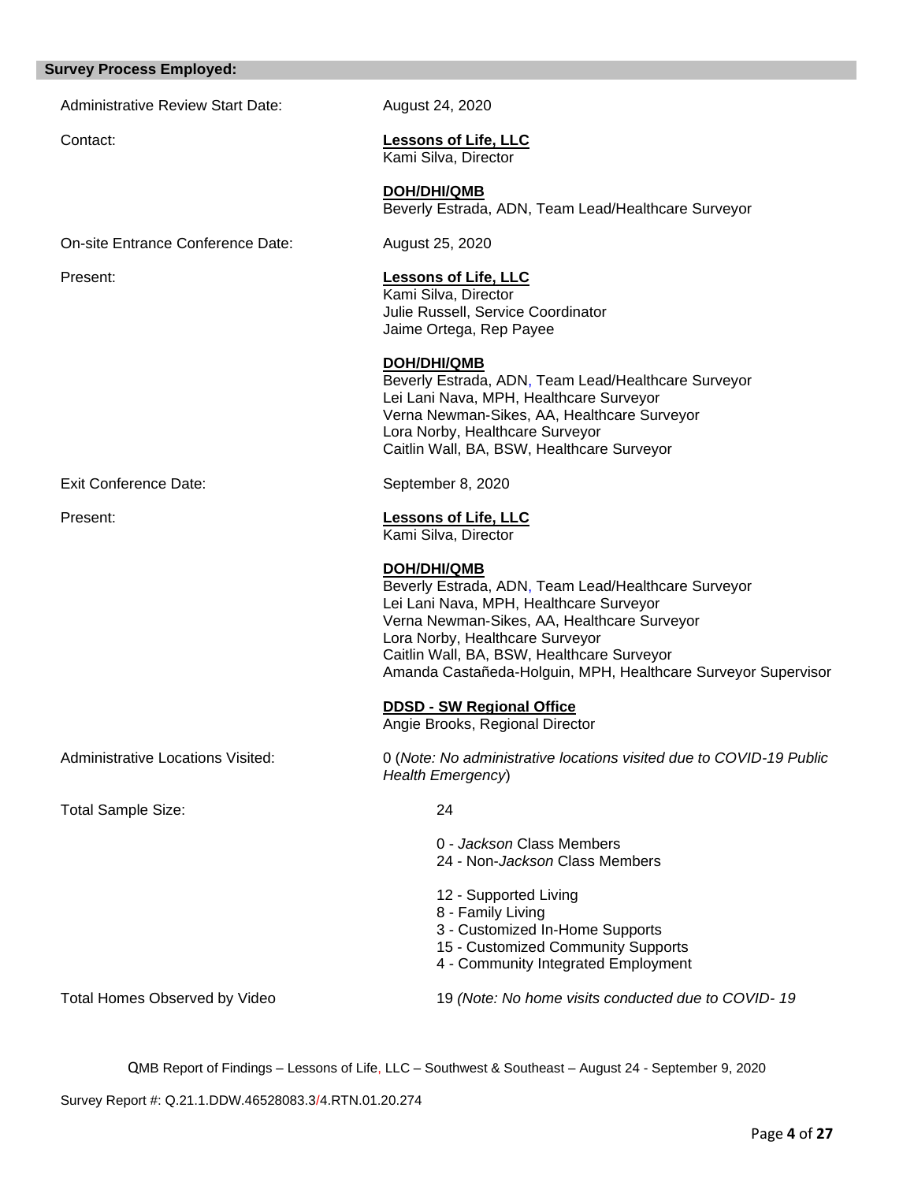**Survey Process Employed:**

| | |
|---|---|
| Administrative Review Start Date: | August 24, 2020 |
| Contact: | **Lessons of Life, LLC**<br>Kami Silva, Director<br><br>**DOH/DHI/QMB**<br>Beverly Estrada, ADN, Team Lead/Healthcare Surveyor |
| On-site Entrance Conference Date: | August 25, 2020 |
| Present: | **Lessons of Life, LLC**<br>Kami Silva, Director<br>Julie Russell, Service Coordinator<br>Jaime Ortega, Rep Payee<br><br>**DOH/DHI/QMB**<br>Beverly Estrada, ADN, Team Lead/Healthcare Surveyor<br>Lei Lani Nava, MPH, Healthcare Surveyor<br>Verna Newman-Sikes, AA, Healthcare Surveyor<br>Lora Norby, Healthcare Surveyor<br>Caitlin Wall, BA, BSW, Healthcare Surveyor |
| Exit Conference Date: | September 8, 2020 |
| Present: | **Lessons of Life, LLC**<br>Kami Silva, Director<br><br>**DOH/DHI/QMB**<br>Beverly Estrada, ADN, Team Lead/Healthcare Surveyor<br>Lei Lani Nava, MPH, Healthcare Surveyor<br>Verna Newman-Sikes, AA, Healthcare Surveyor<br>Lora Norby, Healthcare Surveyor<br>Caitlin Wall, BA, BSW, Healthcare Surveyor<br>Amanda Castañeda-Holguin, MPH, Healthcare Surveyor Supervisor<br><br>**DDSD - SW Regional Office**<br>Angie Brooks, Regional Director |
| Administrative Locations Visited: | 0 (*Note: No administrative locations visited due to COVID-19 Public Health Emergency*) |
| Total Sample Size: | 24<br><br>0 - *Jackson* Class Members<br>24 - Non-*Jackson* Class Members<br><br>12 - Supported Living<br>8 - Family Living<br>3 - Customized In-Home Supports<br>15 - Customized Community Supports<br>4 - Community Integrated Employment |
| Total Homes Observed by Video | 19 *(Note: No home visits conducted due to COVID- 19* |

QMB Report of Findings – Lessons of Life, LLC – Southwest & Southeast – August 24 - September 9, 2020

Survey Report #: Q.21.1.DDW.46528083.3/4.RTN.01.20.274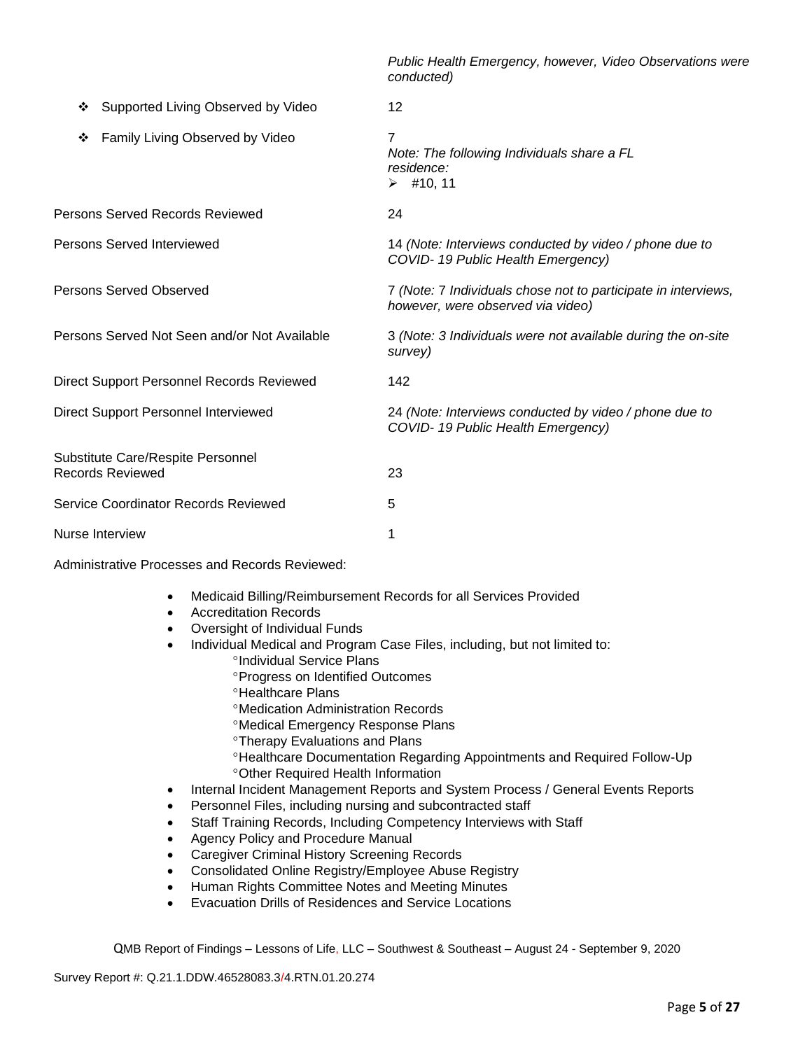| | |
|---|---|
| | *Public Health Emergency, however, Video Observations were conducted)* |
| ❖ Supported Living Observed by Video | 12 |
| ❖ Family Living Observed by Video | 7<br>*Note: The following Individuals share a FL residence:*<br>➢ #10, 11 |
| Persons Served Records Reviewed | 24 |
| Persons Served Interviewed | 14 *(Note: Interviews conducted by video / phone due to COVID- 19 Public Health Emergency)* |
| Persons Served Observed | 7 *(Note:* 7 *Individuals chose not to participate in interviews, however, were observed via video)* |
| Persons Served Not Seen and/or Not Available | 3 *(Note: 3 Individuals were not available during the on-site survey)* |
| Direct Support Personnel Records Reviewed | 142 |
| Direct Support Personnel Interviewed | 24 *(Note: Interviews conducted by video / phone due to COVID- 19 Public Health Emergency)* |
| Substitute Care/Respite Personnel Records Reviewed | 23 |
| Service Coordinator Records Reviewed | 5 |
| Nurse Interview | 1 |

Administrative Processes and Records Reviewed:

- Medicaid Billing/Reimbursement Records for all Services Provided
- Accreditation Records
- Oversight of Individual Funds
- Individual Medical and Program Case Files, including, but not limited to:
  - °Individual Service Plans
  - °Progress on Identified Outcomes
  - °Healthcare Plans
  - °Medication Administration Records
  - °Medical Emergency Response Plans
  - °Therapy Evaluations and Plans
  - °Healthcare Documentation Regarding Appointments and Required Follow-Up
  - °Other Required Health Information
- Internal Incident Management Reports and System Process / General Events Reports
- Personnel Files, including nursing and subcontracted staff
- Staff Training Records, Including Competency Interviews with Staff
- Agency Policy and Procedure Manual
- Caregiver Criminal History Screening Records
- Consolidated Online Registry/Employee Abuse Registry
- Human Rights Committee Notes and Meeting Minutes
- Evacuation Drills of Residences and Service Locations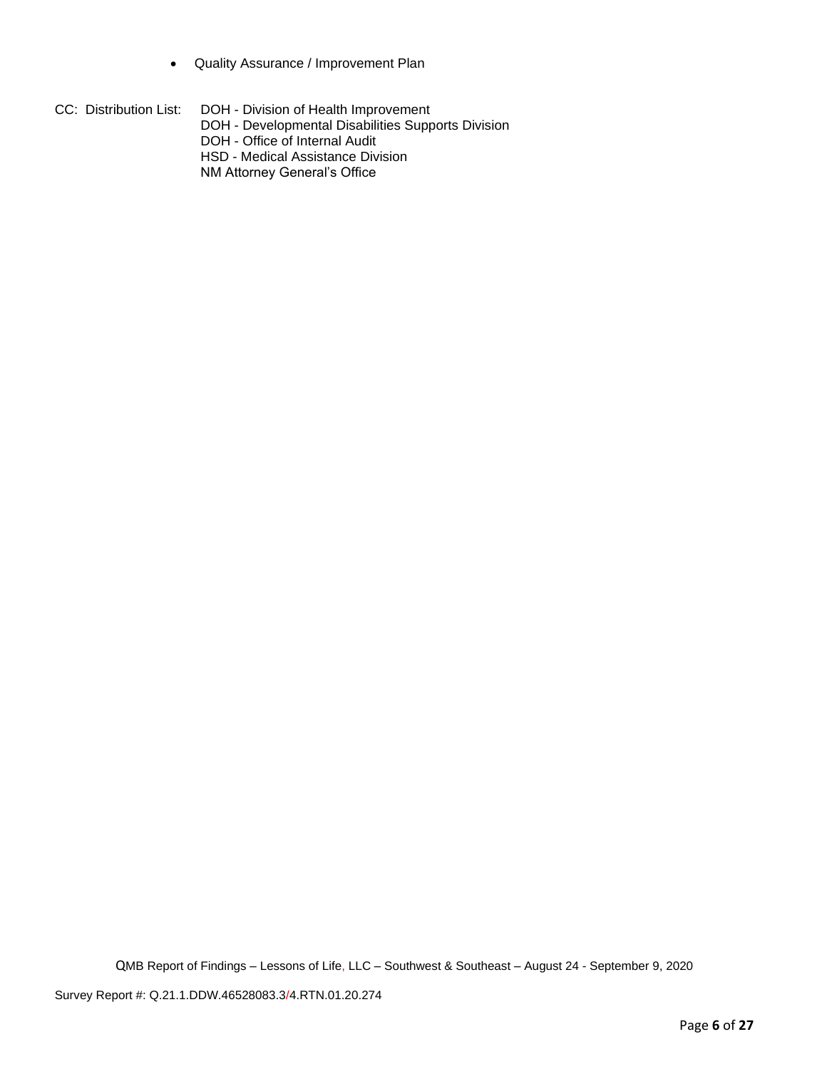- Quality Assurance / Improvement Plan

CC: Distribution List: DOH - Division of Health Improvement
DOH - Developmental Disabilities Supports Division
DOH - Office of Internal Audit
HSD - Medical Assistance Division
NM Attorney General's Office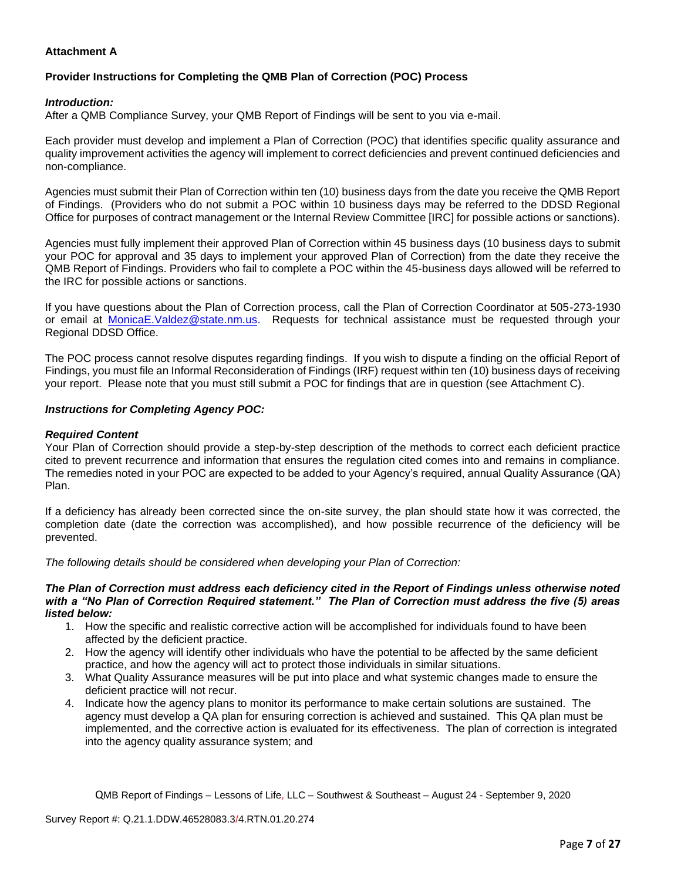**Attachment A**

**Provider Instructions for Completing the QMB Plan of Correction (POC) Process**

***Introduction:***

After a QMB Compliance Survey, your QMB Report of Findings will be sent to you via e-mail.

Each provider must develop and implement a Plan of Correction (POC) that identifies specific quality assurance and quality improvement activities the agency will implement to correct deficiencies and prevent continued deficiencies and non-compliance.

Agencies must submit their Plan of Correction within ten (10) business days from the date you receive the QMB Report of Findings. (Providers who do not submit a POC within 10 business days may be referred to the DDSD Regional Office for purposes of contract management or the Internal Review Committee [IRC] for possible actions or sanctions).

Agencies must fully implement their approved Plan of Correction within 45 business days (10 business days to submit your POC for approval and 35 days to implement your approved Plan of Correction) from the date they receive the QMB Report of Findings. Providers who fail to complete a POC within the 45-business days allowed will be referred to the IRC for possible actions or sanctions.

If you have questions about the Plan of Correction process, call the Plan of Correction Coordinator at 505-273-1930 or email at MonicaE.Valdez@state.nm.us. Requests for technical assistance must be requested through your Regional DDSD Office.

The POC process cannot resolve disputes regarding findings. If you wish to dispute a finding on the official Report of Findings, you must file an Informal Reconsideration of Findings (IRF) request within ten (10) business days of receiving your report. Please note that you must still submit a POC for findings that are in question (see Attachment C).

***Instructions for Completing Agency POC:***

***Required Content***

Your Plan of Correction should provide a step-by-step description of the methods to correct each deficient practice cited to prevent recurrence and information that ensures the regulation cited comes into and remains in compliance. The remedies noted in your POC are expected to be added to your Agency's required, annual Quality Assurance (QA) Plan.

If a deficiency has already been corrected since the on-site survey, the plan should state how it was corrected, the completion date (date the correction was accomplished), and how possible recurrence of the deficiency will be prevented.

*The following details should be considered when developing your Plan of Correction:*

***The Plan of Correction must address each deficiency cited in the Report of Findings unless otherwise noted with a "No Plan of Correction Required statement." The Plan of Correction must address the five (5) areas listed below:***

1. How the specific and realistic corrective action will be accomplished for individuals found to have been affected by the deficient practice.
2. How the agency will identify other individuals who have the potential to be affected by the same deficient practice, and how the agency will act to protect those individuals in similar situations.
3. What Quality Assurance measures will be put into place and what systemic changes made to ensure the deficient practice will not recur.
4. Indicate how the agency plans to monitor its performance to make certain solutions are sustained. The agency must develop a QA plan for ensuring correction is achieved and sustained. This QA plan must be implemented, and the corrective action is evaluated for its effectiveness. The plan of correction is integrated into the agency quality assurance system; and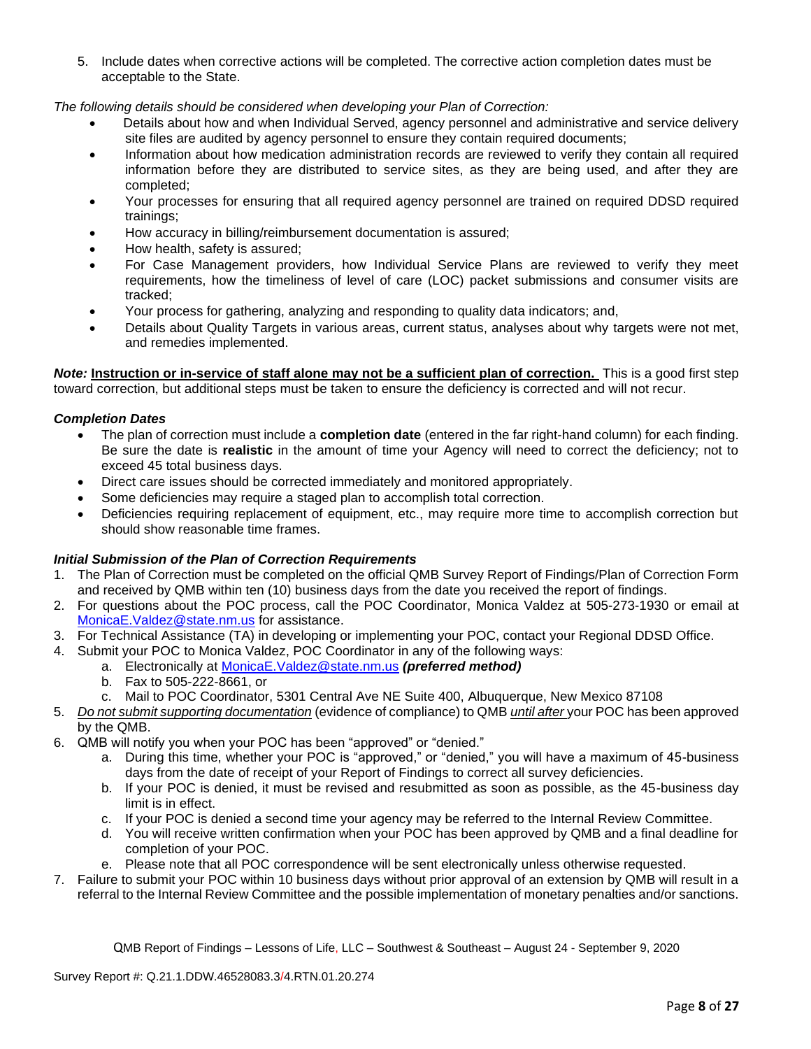5. Include dates when corrective actions will be completed. The corrective action completion dates must be acceptable to the State.

*The following details should be considered when developing your Plan of Correction:*

- Details about how and when Individual Served, agency personnel and administrative and service delivery site files are audited by agency personnel to ensure they contain required documents;
- Information about how medication administration records are reviewed to verify they contain all required information before they are distributed to service sites, as they are being used, and after they are completed;
- Your processes for ensuring that all required agency personnel are trained on required DDSD required trainings;
- How accuracy in billing/reimbursement documentation is assured;
- How health, safety is assured;
- For Case Management providers, how Individual Service Plans are reviewed to verify they meet requirements, how the timeliness of level of care (LOC) packet submissions and consumer visits are tracked;
- Your process for gathering, analyzing and responding to quality data indicators; and,
- Details about Quality Targets in various areas, current status, analyses about why targets were not met, and remedies implemented.

***Note:*** **Instruction or in-service of staff alone may not be a sufficient plan of correction.** This is a good first step toward correction, but additional steps must be taken to ensure the deficiency is corrected and will not recur.

### *Completion Dates*

- The plan of correction must include a **completion date** (entered in the far right-hand column) for each finding. Be sure the date is **realistic** in the amount of time your Agency will need to correct the deficiency; not to exceed 45 total business days.
- Direct care issues should be corrected immediately and monitored appropriately.
- Some deficiencies may require a staged plan to accomplish total correction.
- Deficiencies requiring replacement of equipment, etc., may require more time to accomplish correction but should show reasonable time frames.

### *Initial Submission of the Plan of Correction Requirements*

1. The Plan of Correction must be completed on the official QMB Survey Report of Findings/Plan of Correction Form and received by QMB within ten (10) business days from the date you received the report of findings.
2. For questions about the POC process, call the POC Coordinator, Monica Valdez at 505-273-1930 or email at MonicaE.Valdez@state.nm.us for assistance.
3. For Technical Assistance (TA) in developing or implementing your POC, contact your Regional DDSD Office.
4. Submit your POC to Monica Valdez, POC Coordinator in any of the following ways:
   a. Electronically at MonicaE.Valdez@state.nm.us ***(preferred method)***
   b. Fax to 505-222-8661, or
   c. Mail to POC Coordinator, 5301 Central Ave NE Suite 400, Albuquerque, New Mexico 87108
5. *Do not submit supporting documentation* (evidence of compliance) to QMB *until after* your POC has been approved by the QMB.
6. QMB will notify you when your POC has been "approved" or "denied."
   a. During this time, whether your POC is "approved," or "denied," you will have a maximum of 45-business days from the date of receipt of your Report of Findings to correct all survey deficiencies.
   b. If your POC is denied, it must be revised and resubmitted as soon as possible, as the 45-business day limit is in effect.
   c. If your POC is denied a second time your agency may be referred to the Internal Review Committee.
   d. You will receive written confirmation when your POC has been approved by QMB and a final deadline for completion of your POC.
   e. Please note that all POC correspondence will be sent electronically unless otherwise requested.
7. Failure to submit your POC within 10 business days without prior approval of an extension by QMB will result in a referral to the Internal Review Committee and the possible implementation of monetary penalties and/or sanctions.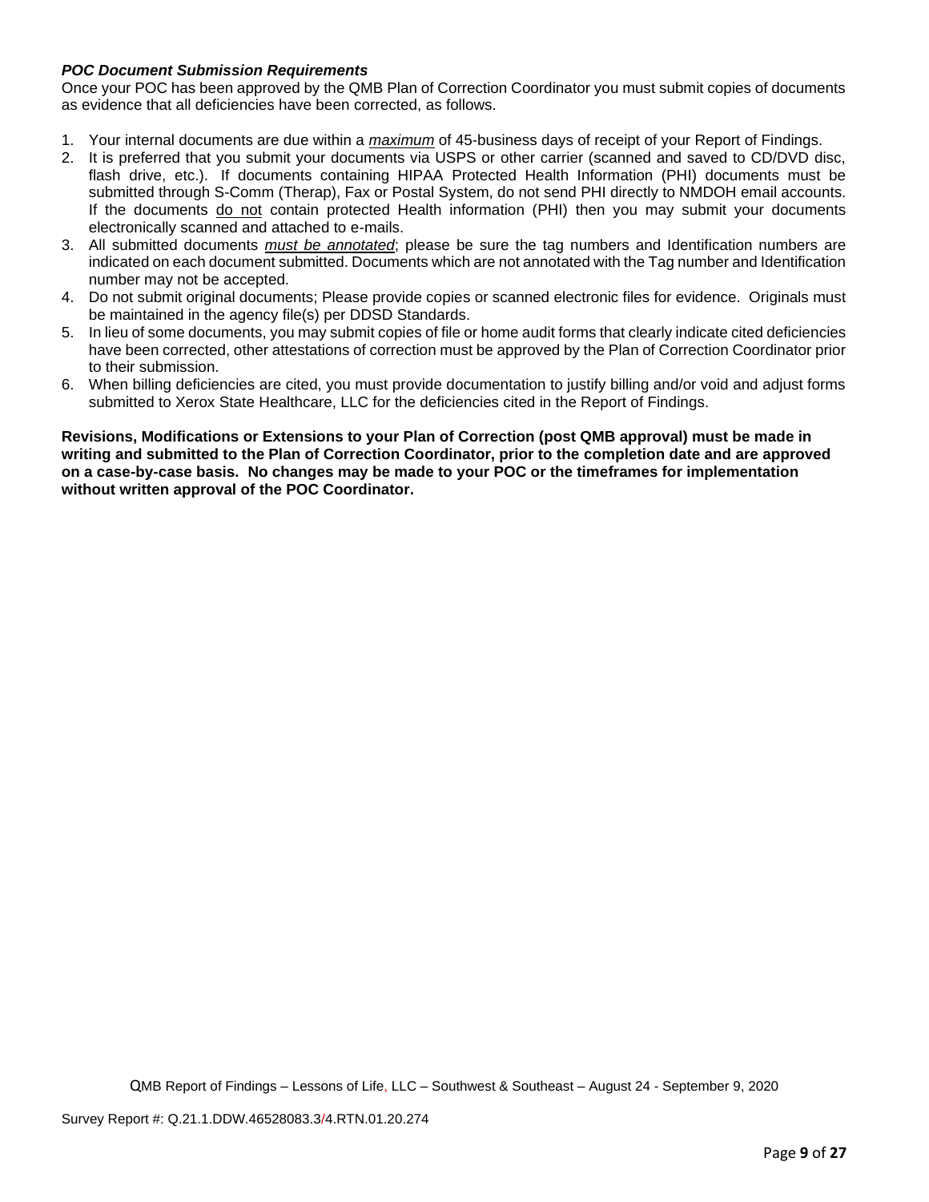***POC Document Submission Requirements***

Once your POC has been approved by the QMB Plan of Correction Coordinator you must submit copies of documents as evidence that all deficiencies have been corrected, as follows.

1. Your internal documents are due within a ***maximum*** of 45-business days of receipt of your Report of Findings.
2. It is preferred that you submit your documents via USPS or other carrier (scanned and saved to CD/DVD disc, flash drive, etc.). If documents containing HIPAA Protected Health Information (PHI) documents must be submitted through S-Comm (Therap), Fax or Postal System, do not send PHI directly to NMDOH email accounts. If the documents do not contain protected Health information (PHI) then you may submit your documents electronically scanned and attached to e-mails.
3. All submitted documents ***must be annotated***; please be sure the tag numbers and Identification numbers are indicated on each document submitted. Documents which are not annotated with the Tag number and Identification number may not be accepted.
4. Do not submit original documents; Please provide copies or scanned electronic files for evidence. Originals must be maintained in the agency file(s) per DDSD Standards.
5. In lieu of some documents, you may submit copies of file or home audit forms that clearly indicate cited deficiencies have been corrected, other attestations of correction must be approved by the Plan of Correction Coordinator prior to their submission.
6. When billing deficiencies are cited, you must provide documentation to justify billing and/or void and adjust forms submitted to Xerox State Healthcare, LLC for the deficiencies cited in the Report of Findings.

**Revisions, Modifications or Extensions to your Plan of Correction (post QMB approval) must be made in writing and submitted to the Plan of Correction Coordinator, prior to the completion date and are approved on a case-by-case basis. No changes may be made to your POC or the timeframes for implementation without written approval of the POC Coordinator.**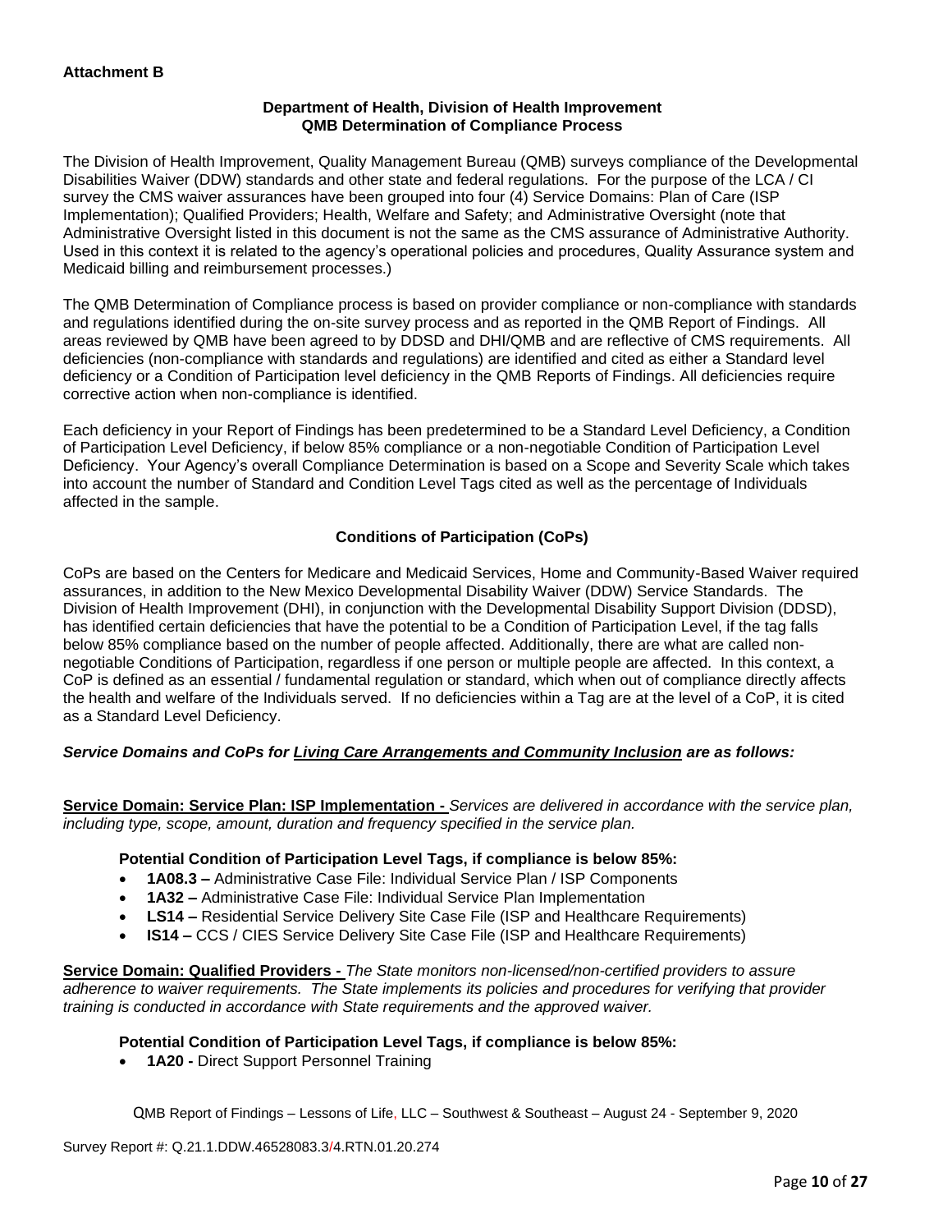**Attachment B**

**Department of Health, Division of Health Improvement**
**QMB Determination of Compliance Process**

The Division of Health Improvement, Quality Management Bureau (QMB) surveys compliance of the Developmental Disabilities Waiver (DDW) standards and other state and federal regulations. For the purpose of the LCA / CI survey the CMS waiver assurances have been grouped into four (4) Service Domains: Plan of Care (ISP Implementation); Qualified Providers; Health, Welfare and Safety; and Administrative Oversight (note that Administrative Oversight listed in this document is not the same as the CMS assurance of Administrative Authority. Used in this context it is related to the agency's operational policies and procedures, Quality Assurance system and Medicaid billing and reimbursement processes.)

The QMB Determination of Compliance process is based on provider compliance or non-compliance with standards and regulations identified during the on-site survey process and as reported in the QMB Report of Findings. All areas reviewed by QMB have been agreed to by DDSD and DHI/QMB and are reflective of CMS requirements. All deficiencies (non-compliance with standards and regulations) are identified and cited as either a Standard level deficiency or a Condition of Participation level deficiency in the QMB Reports of Findings. All deficiencies require corrective action when non-compliance is identified.

Each deficiency in your Report of Findings has been predetermined to be a Standard Level Deficiency, a Condition of Participation Level Deficiency, if below 85% compliance or a non-negotiable Condition of Participation Level Deficiency. Your Agency's overall Compliance Determination is based on a Scope and Severity Scale which takes into account the number of Standard and Condition Level Tags cited as well as the percentage of Individuals affected in the sample.

**Conditions of Participation (CoPs)**

CoPs are based on the Centers for Medicare and Medicaid Services, Home and Community-Based Waiver required assurances, in addition to the New Mexico Developmental Disability Waiver (DDW) Service Standards. The Division of Health Improvement (DHI), in conjunction with the Developmental Disability Support Division (DDSD), has identified certain deficiencies that have the potential to be a Condition of Participation Level, if the tag falls below 85% compliance based on the number of people affected. Additionally, there are what are called non-negotiable Conditions of Participation, regardless if one person or multiple people are affected. In this context, a CoP is defined as an essential / fundamental regulation or standard, which when out of compliance directly affects the health and welfare of the Individuals served. If no deficiencies within a Tag are at the level of a CoP, it is cited as a Standard Level Deficiency.

***Service Domains and CoPs for Living Care Arrangements and Community Inclusion are as follows:***

**Service Domain: Service Plan: ISP Implementation -** *Services are delivered in accordance with the service plan, including type, scope, amount, duration and frequency specified in the service plan.*

**Potential Condition of Participation Level Tags, if compliance is below 85%:**

- **1A08.3 –** Administrative Case File: Individual Service Plan / ISP Components
- **1A32 –** Administrative Case File: Individual Service Plan Implementation
- **LS14 –** Residential Service Delivery Site Case File (ISP and Healthcare Requirements)
- **IS14 –** CCS / CIES Service Delivery Site Case File (ISP and Healthcare Requirements)

**Service Domain: Qualified Providers -** *The State monitors non-licensed/non-certified providers to assure adherence to waiver requirements. The State implements its policies and procedures for verifying that provider training is conducted in accordance with State requirements and the approved waiver.*

**Potential Condition of Participation Level Tags, if compliance is below 85%:**

- **1A20 -** Direct Support Personnel Training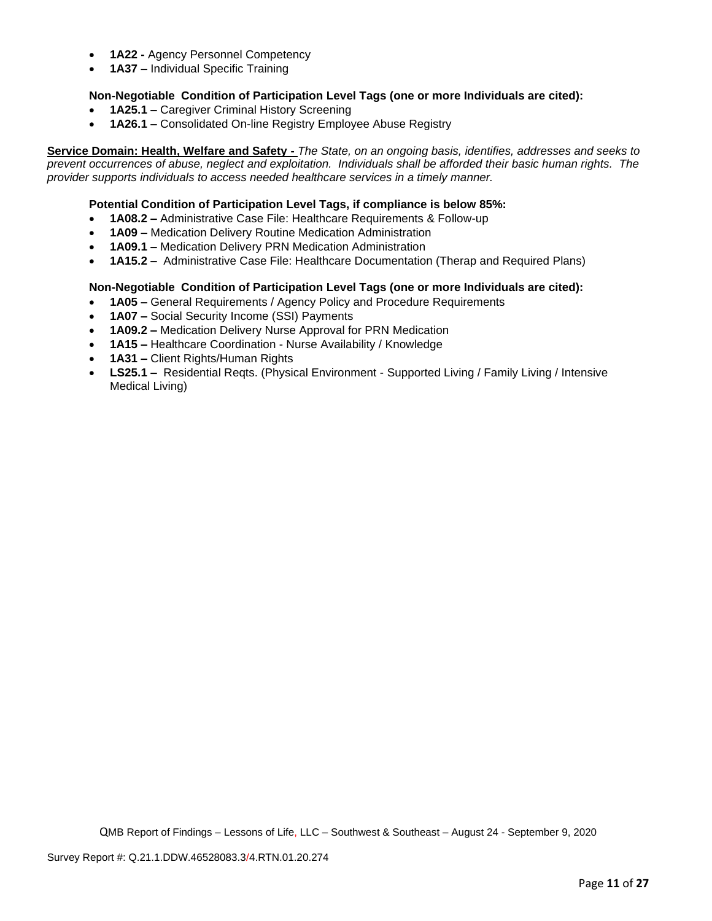- **1A22 -** Agency Personnel Competency
- **1A37 –** Individual Specific Training

**Non-Negotiable Condition of Participation Level Tags (one or more Individuals are cited):**

- **1A25.1 –** Caregiver Criminal History Screening
- **1A26.1 –** Consolidated On-line Registry Employee Abuse Registry

**Service Domain: Health, Welfare and Safety -** *The State, on an ongoing basis, identifies, addresses and seeks to prevent occurrences of abuse, neglect and exploitation. Individuals shall be afforded their basic human rights. The provider supports individuals to access needed healthcare services in a timely manner.*

**Potential Condition of Participation Level Tags, if compliance is below 85%:**

- **1A08.2 –** Administrative Case File: Healthcare Requirements & Follow-up
- **1A09 –** Medication Delivery Routine Medication Administration
- **1A09.1 –** Medication Delivery PRN Medication Administration
- **1A15.2 –** Administrative Case File: Healthcare Documentation (Therap and Required Plans)

**Non-Negotiable Condition of Participation Level Tags (one or more Individuals are cited):**

- **1A05 –** General Requirements / Agency Policy and Procedure Requirements
- **1A07 –** Social Security Income (SSI) Payments
- **1A09.2 –** Medication Delivery Nurse Approval for PRN Medication
- **1A15 –** Healthcare Coordination - Nurse Availability / Knowledge
- **1A31 –** Client Rights/Human Rights
- **LS25.1 –** Residential Reqts. (Physical Environment - Supported Living / Family Living / Intensive Medical Living)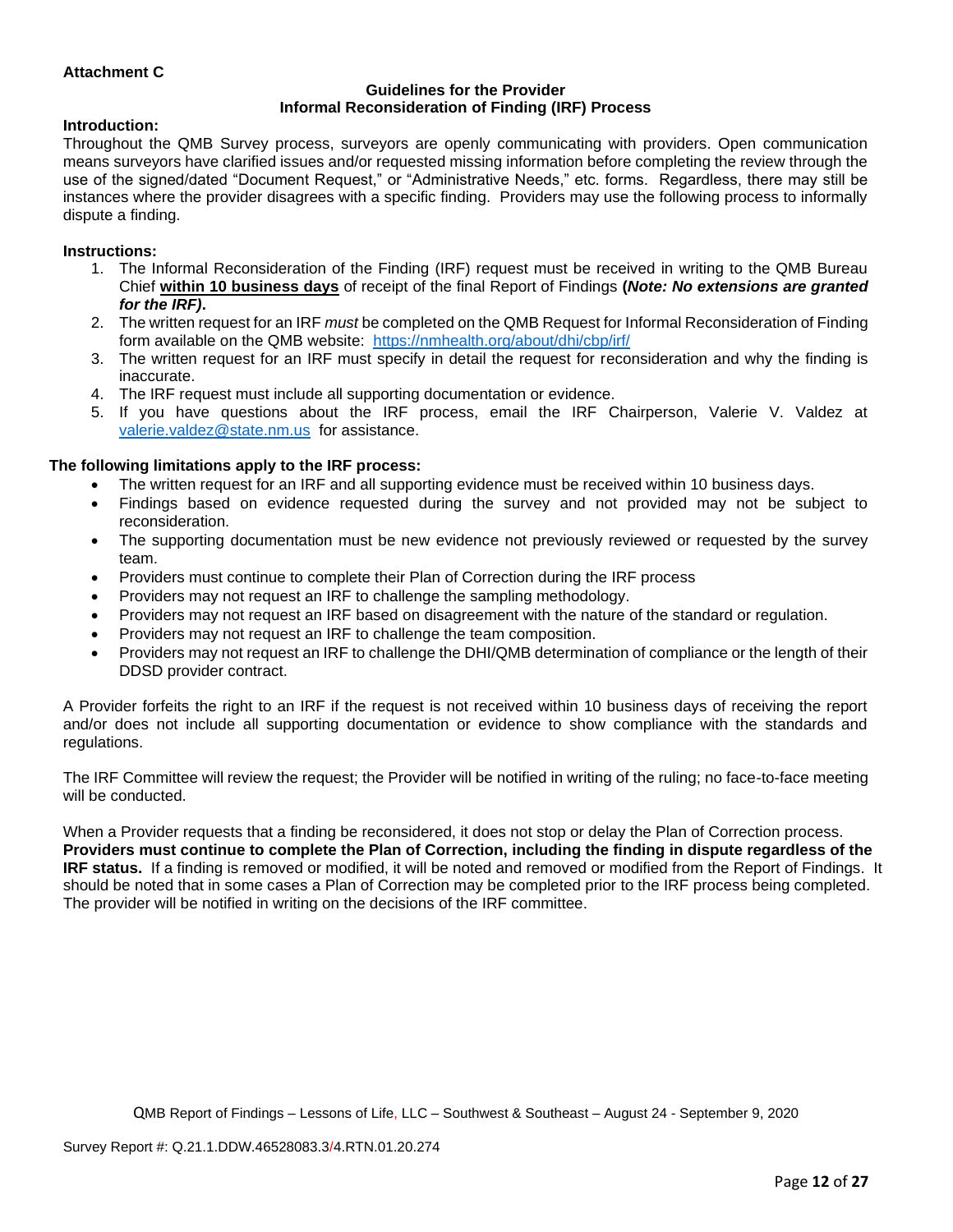**Attachment C**

**Guidelines for the Provider**
**Informal Reconsideration of Finding (IRF) Process**

**Introduction:**

Throughout the QMB Survey process, surveyors are openly communicating with providers. Open communication means surveyors have clarified issues and/or requested missing information before completing the review through the use of the signed/dated "Document Request," or "Administrative Needs," etc. forms. Regardless, there may still be instances where the provider disagrees with a specific finding. Providers may use the following process to informally dispute a finding.

**Instructions:**

1. The Informal Reconsideration of the Finding (IRF) request must be received in writing to the QMB Bureau Chief **within 10 business days** of receipt of the final Report of Findings **(*Note: No extensions are granted for the IRF)*.**
2. The written request for an IRF *must* be completed on the QMB Request for Informal Reconsideration of Finding form available on the QMB website: https://nmhealth.org/about/dhi/cbp/irf/
3. The written request for an IRF must specify in detail the request for reconsideration and why the finding is inaccurate.
4. The IRF request must include all supporting documentation or evidence.
5. If you have questions about the IRF process, email the IRF Chairperson, Valerie V. Valdez at valerie.valdez@state.nm.us for assistance.

**The following limitations apply to the IRF process:**

- The written request for an IRF and all supporting evidence must be received within 10 business days.
- Findings based on evidence requested during the survey and not provided may not be subject to reconsideration.
- The supporting documentation must be new evidence not previously reviewed or requested by the survey team.
- Providers must continue to complete their Plan of Correction during the IRF process
- Providers may not request an IRF to challenge the sampling methodology.
- Providers may not request an IRF based on disagreement with the nature of the standard or regulation.
- Providers may not request an IRF to challenge the team composition.
- Providers may not request an IRF to challenge the DHI/QMB determination of compliance or the length of their DDSD provider contract.

A Provider forfeits the right to an IRF if the request is not received within 10 business days of receiving the report and/or does not include all supporting documentation or evidence to show compliance with the standards and regulations.

The IRF Committee will review the request; the Provider will be notified in writing of the ruling; no face-to-face meeting will be conducted.

When a Provider requests that a finding be reconsidered, it does not stop or delay the Plan of Correction process. **Providers must continue to complete the Plan of Correction, including the finding in dispute regardless of the IRF status.** If a finding is removed or modified, it will be noted and removed or modified from the Report of Findings. It should be noted that in some cases a Plan of Correction may be completed prior to the IRF process being completed. The provider will be notified in writing on the decisions of the IRF committee.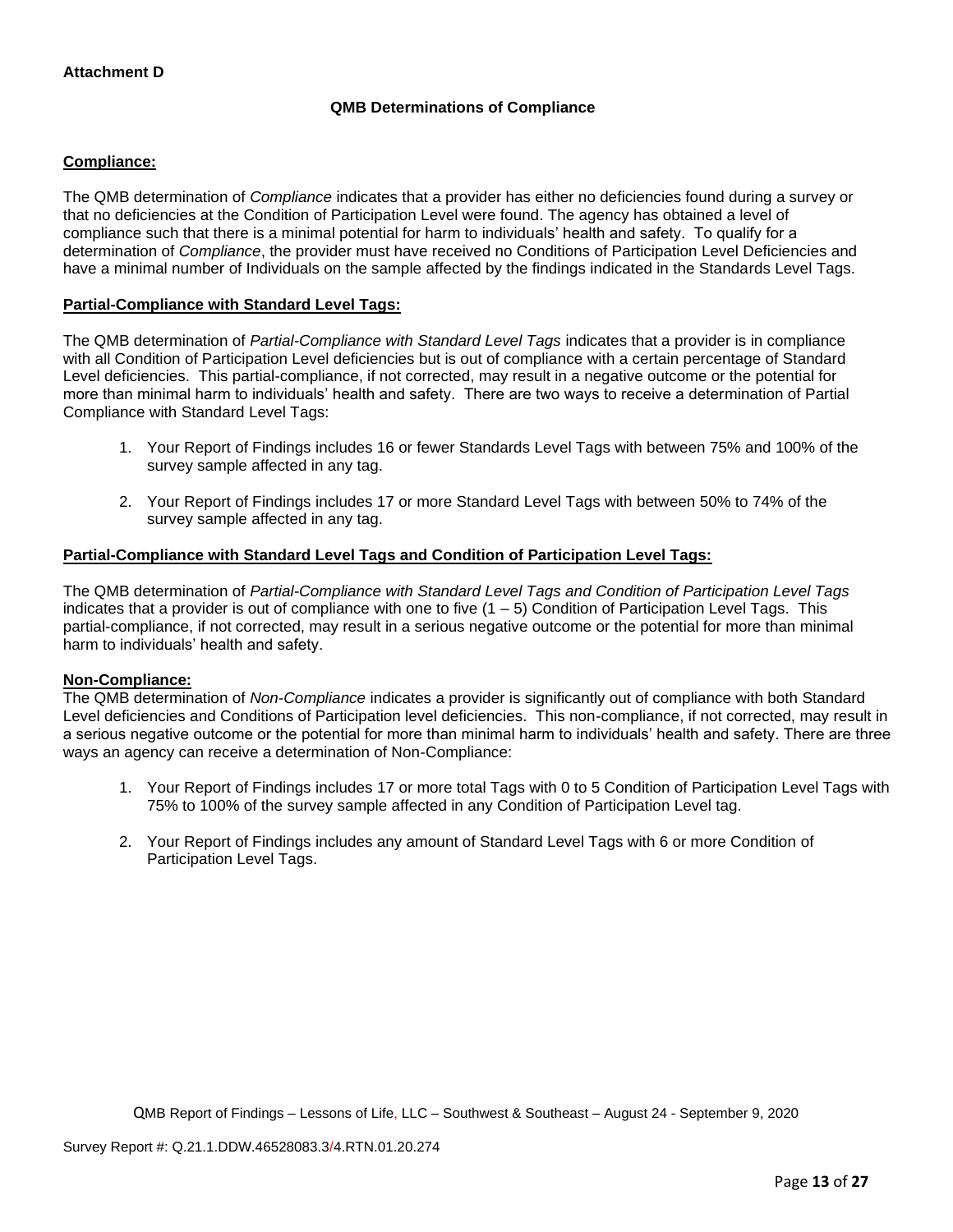**Attachment D**

**QMB Determinations of Compliance**

**Compliance:**

The QMB determination of *Compliance* indicates that a provider has either no deficiencies found during a survey or that no deficiencies at the Condition of Participation Level were found. The agency has obtained a level of compliance such that there is a minimal potential for harm to individuals' health and safety. To qualify for a determination of *Compliance*, the provider must have received no Conditions of Participation Level Deficiencies and have a minimal number of Individuals on the sample affected by the findings indicated in the Standards Level Tags.

**Partial-Compliance with Standard Level Tags:**

The QMB determination of *Partial-Compliance with Standard Level Tags* indicates that a provider is in compliance with all Condition of Participation Level deficiencies but is out of compliance with a certain percentage of Standard Level deficiencies. This partial-compliance, if not corrected, may result in a negative outcome or the potential for more than minimal harm to individuals' health and safety. There are two ways to receive a determination of Partial Compliance with Standard Level Tags:

1. Your Report of Findings includes 16 or fewer Standards Level Tags with between 75% and 100% of the survey sample affected in any tag.

2. Your Report of Findings includes 17 or more Standard Level Tags with between 50% to 74% of the survey sample affected in any tag.

**Partial-Compliance with Standard Level Tags and Condition of Participation Level Tags:**

The QMB determination of *Partial-Compliance with Standard Level Tags and Condition of Participation Level Tags* indicates that a provider is out of compliance with one to five (1 – 5) Condition of Participation Level Tags. This partial-compliance, if not corrected, may result in a serious negative outcome or the potential for more than minimal harm to individuals' health and safety.

**Non-Compliance:**

The QMB determination of *Non-Compliance* indicates a provider is significantly out of compliance with both Standard Level deficiencies and Conditions of Participation level deficiencies. This non-compliance, if not corrected, may result in a serious negative outcome or the potential for more than minimal harm to individuals' health and safety. There are three ways an agency can receive a determination of Non-Compliance:

1. Your Report of Findings includes 17 or more total Tags with 0 to 5 Condition of Participation Level Tags with 75% to 100% of the survey sample affected in any Condition of Participation Level tag.

2. Your Report of Findings includes any amount of Standard Level Tags with 6 or more Condition of Participation Level Tags.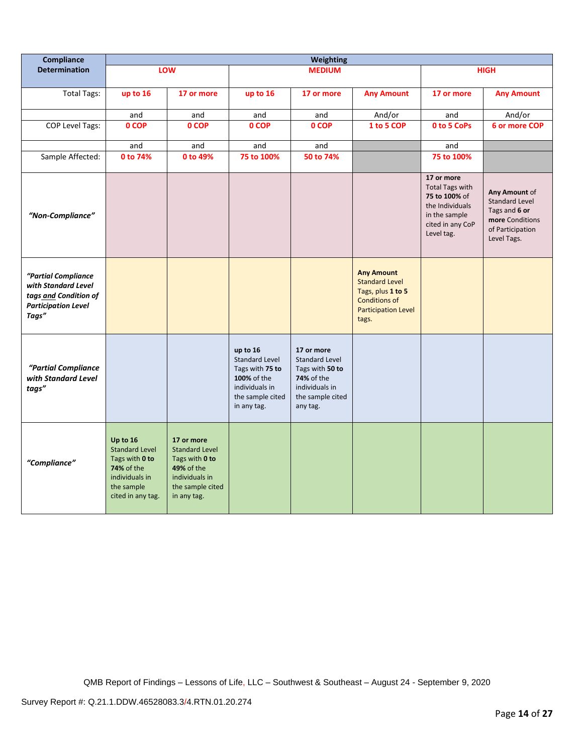| Compliance Determination | Weighting | | | | | | |
|---|---|---|---|---|---|---|---|
| | LOW | | MEDIUM | | | HIGH | |
| Total Tags: | up to 16 | 17 or more | up to 16 | 17 or more | Any Amount | 17 or more | Any Amount |
| | and | and | and | and | And/or | and | And/or |
| COP Level Tags: | 0 COP | 0 COP | 0 COP | 0 COP | 1 to 5 COP | 0 to 5 CoPs | 6 or more COP |
| | and | and | and | and | | and | |
| Sample Affected: | 0 to 74% | 0 to 49% | 75 to 100% | 50 to 74% | | 75 to 100% | |
| *"Non-Compliance"* | | | | | | **17 or more** Total Tags with **75 to 100%** of the Individuals in the sample cited in any CoP Level tag. | **Any Amount** of Standard Level Tags and **6 or more** Conditions of Participation Level Tags. |
| *"Partial Compliance with Standard Level tags and Condition of Participation Level Tags"* | | | | | **Any Amount** Standard Level Tags, plus **1 to 5** Conditions of Participation Level tags. | | |
| *"Partial Compliance with Standard Level tags"* | | | **up to 16** Standard Level Tags with **75 to 100%** of the individuals in the sample cited in any tag. | **17 or more** Standard Level Tags with **50 to 74%** of the individuals in the sample cited any tag. | | | |
| *"Compliance"* | **Up to 16** Standard Level Tags with **0 to 74%** of the individuals in the sample cited in any tag. | **17 or more** Standard Level Tags with **0 to 49%** of the individuals in the sample cited in any tag. | | | | | |

QMB Report of Findings – Lessons of Life, LLC – Southwest & Southeast – August 24 - September 9, 2020

Survey Report #: Q.21.1.DDW.46528083.3/4.RTN.01.20.274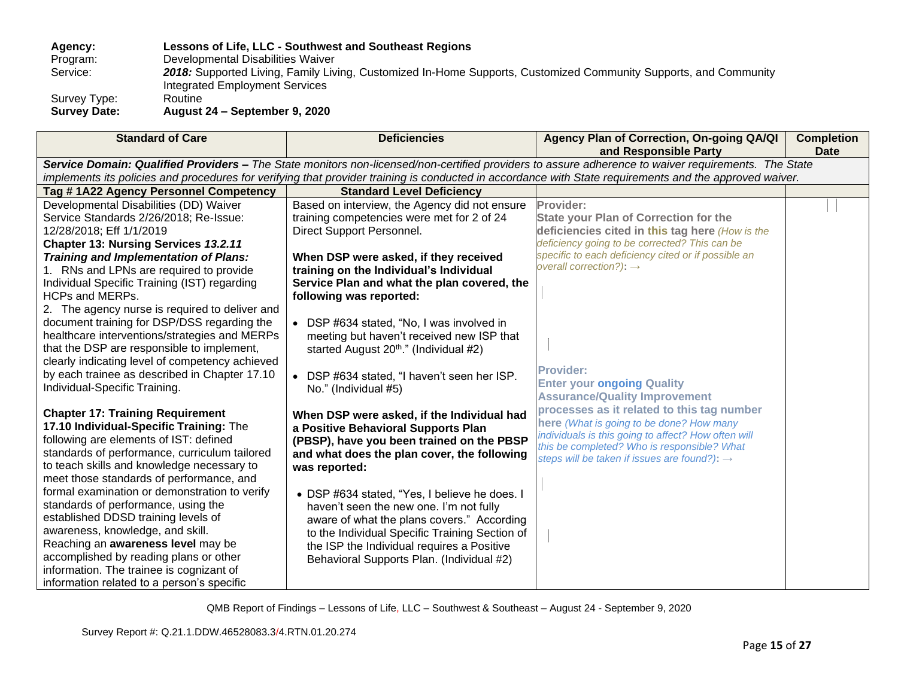**Agency:** **Lessons of Life, LLC - Southwest and Southeast Regions**
Program: Developmental Disabilities Waiver
Service: ***2018:*** Supported Living, Family Living, Customized In-Home Supports, Customized Community Supports, and Community Integrated Employment Services
Survey Type: Routine
**Survey Date:** **August 24 – September 9, 2020**

| Standard of Care | Deficiencies | Agency Plan of Correction, On-going QA/QI and Responsible Party | Completion Date |
|---|---|---|---|
| ***Service Domain: Qualified Providers –*** *The State monitors non-licensed/non-certified providers to assure adherence to waiver requirements. The State implements its policies and procedures for verifying that provider training is conducted in accordance with State requirements and the approved waiver.* | | | |
| **Tag # 1A22 Agency Personnel Competency** | **Standard Level Deficiency** | | |
| Developmental Disabilities (DD) Waiver Service Standards 2/26/2018; Re-Issue: 12/28/2018; Eff 1/1/2019<br>**Chapter 13: Nursing Services *13.2.11 Training and Implementation of Plans:***<br>1. RNs and LPNs are required to provide Individual Specific Training (IST) regarding HCPs and MERPs.<br>2. The agency nurse is required to deliver and document training for DSP/DSS regarding the healthcare interventions/strategies and MERPs that the DSP are responsible to implement, clearly indicating level of competency achieved by each trainee as described in Chapter 17.10 Individual-Specific Training.<br><br>**Chapter 17: Training Requirement**<br>**17.10 Individual-Specific Training:** The following are elements of IST: defined standards of performance, curriculum tailored to teach skills and knowledge necessary to meet those standards of performance, and formal examination or demonstration to verify standards of performance, using the established DDSD training levels of awareness, knowledge, and skill.<br>Reaching an **awareness level** may be accomplished by reading plans or other information. The trainee is cognizant of information related to a person's specific | Based on interview, the Agency did not ensure training competencies were met for 2 of 24 Direct Support Personnel.<br><br>**When DSP were asked, if they received training on the Individual's Individual Service Plan and what the plan covered, the following was reported:**<br><br>• DSP #634 stated, "No, I was involved in meeting but haven't received new ISP that started August 20th." (Individual #2)<br><br>• DSP #634 stated, "I haven't seen her ISP. No." (Individual #5)<br><br>**When DSP were asked, if the Individual had a Positive Behavioral Supports Plan (PBSP), have you been trained on the PBSP and what does the plan cover, the following was reported:**<br><br>• DSP #634 stated, "Yes, I believe he does. I haven't seen the new one. I'm not fully aware of what the plans covers." According to the Individual Specific Training Section of the ISP the Individual requires a Positive Behavioral Supports Plan. (Individual #2) | **Provider:**<br>**State your Plan of Correction for the deficiencies cited in this tag here** *(How is the deficiency going to be corrected? This can be specific to each deficiency cited or if possible an overall correction?)*: →<br><br>**Provider:**<br>**Enter your ongoing Quality Assurance/Quality Improvement processes as it related to this tag number here** *(What is going to be done? How many individuals is this going to affect? How often will this be completed? Who is responsible? What steps will be taken if issues are found?)*: → | |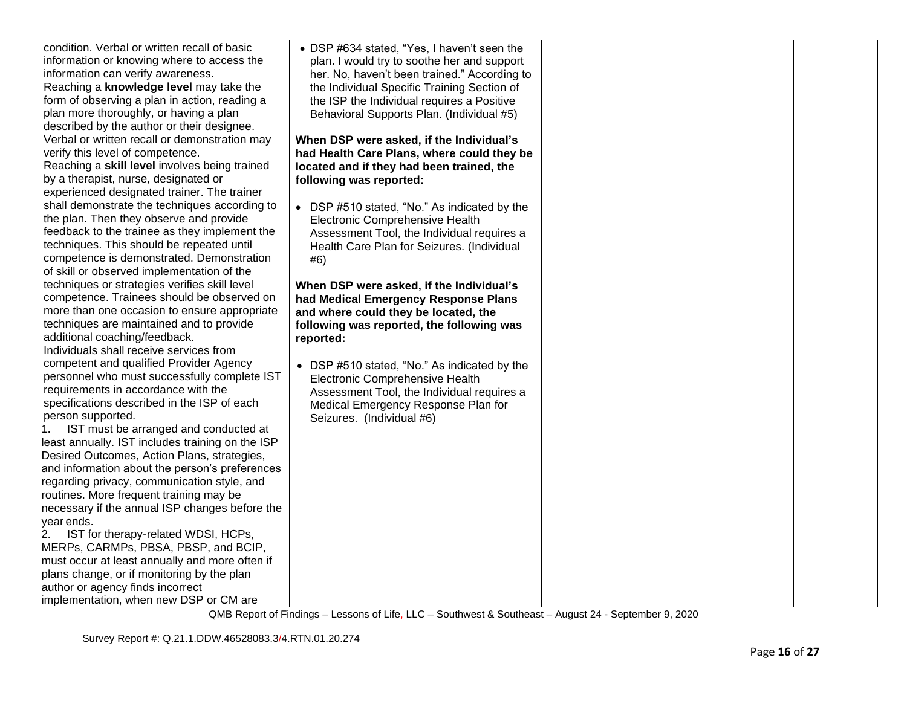| | | | |
|---|---|---|---|
| condition. Verbal or written recall of basic information or knowing where to access the information can verify awareness.<br>Reaching a **knowledge level** may take the form of observing a plan in action, reading a plan more thoroughly, or having a plan described by the author or their designee. Verbal or written recall or demonstration may verify this level of competence.<br>Reaching a **skill level** involves being trained by a therapist, nurse, designated or experienced designated trainer. The trainer shall demonstrate the techniques according to the plan. Then they observe and provide feedback to the trainee as they implement the techniques. This should be repeated until competence is demonstrated. Demonstration of skill or observed implementation of the techniques or strategies verifies skill level competence. Trainees should be observed on more than one occasion to ensure appropriate techniques are maintained and to provide additional coaching/feedback.<br>Individuals shall receive services from competent and qualified Provider Agency personnel who must successfully complete IST requirements in accordance with the specifications described in the ISP of each person supported.<br>1. IST must be arranged and conducted at least annually. IST includes training on the ISP Desired Outcomes, Action Plans, strategies, and information about the person's preferences regarding privacy, communication style, and routines. More frequent training may be necessary if the annual ISP changes before the year ends.<br>2. IST for therapy-related WDSI, HCPs, MERPs, CARMPs, PBSA, PBSP, and BCIP, must occur at least annually and more often if plans change, or if monitoring by the plan author or agency finds incorrect implementation, when new DSP or CM are | • DSP #634 stated, "Yes, I haven't seen the plan. I would try to soothe her and support her. No, haven't been trained." According to the Individual Specific Training Section of the ISP the Individual requires a Positive Behavioral Supports Plan. (Individual #5)<br><br>**When DSP were asked, if the Individual's had Health Care Plans, where could they be located and if they had been trained, the following was reported:**<br><br>• DSP #510 stated, "No." As indicated by the Electronic Comprehensive Health Assessment Tool, the Individual requires a Health Care Plan for Seizures. (Individual #6)<br><br>**When DSP were asked, if the Individual's had Medical Emergency Response Plans and where could they be located, the following was reported, the following was reported:**<br><br>• DSP #510 stated, "No." As indicated by the Electronic Comprehensive Health Assessment Tool, the Individual requires a Medical Emergency Response Plan for Seizures. (Individual #6) | | |

QMB Report of Findings – Lessons of Life, LLC – Southwest & Southeast – August 24 - September 9, 2020

Survey Report #: Q.21.1.DDW.46528083.3/4.RTN.01.20.274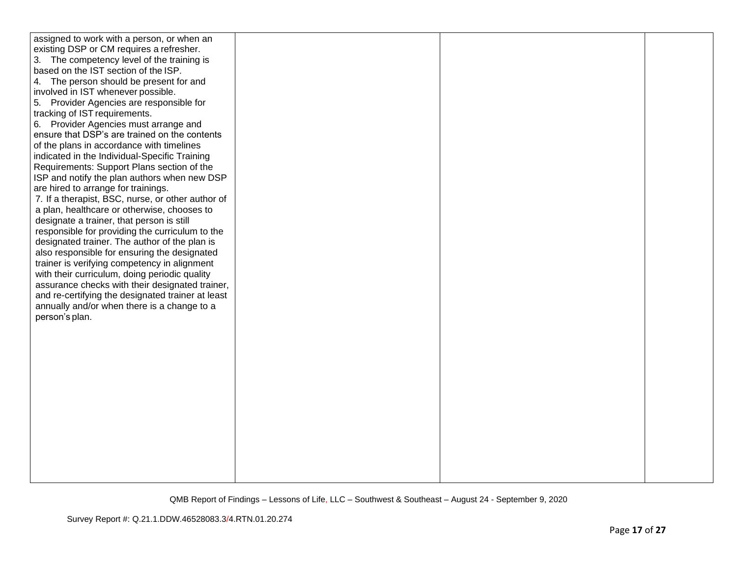| | | | |
|---|---|---|---|
| assigned to work with a person, or when an existing DSP or CM requires a refresher.<br>3. The competency level of the training is based on the IST section of the ISP.<br>4. The person should be present for and involved in IST whenever possible.<br>5. Provider Agencies are responsible for tracking of IST requirements.<br>6. Provider Agencies must arrange and ensure that DSP's are trained on the contents of the plans in accordance with timelines indicated in the Individual-Specific Training Requirements: Support Plans section of the ISP and notify the plan authors when new DSP are hired to arrange for trainings.<br>7. If a therapist, BSC, nurse, or other author of a plan, healthcare or otherwise, chooses to designate a trainer, that person is still responsible for providing the curriculum to the designated trainer. The author of the plan is also responsible for ensuring the designated trainer is verifying competency in alignment with their curriculum, doing periodic quality assurance checks with their designated trainer, and re-certifying the designated trainer at least annually and/or when there is a change to a person's plan. | | | |

QMB Report of Findings – Lessons of Life, LLC – Southwest & Southeast – August 24 - September 9, 2020

Survey Report #: Q.21.1.DDW.46528083.3/4.RTN.01.20.274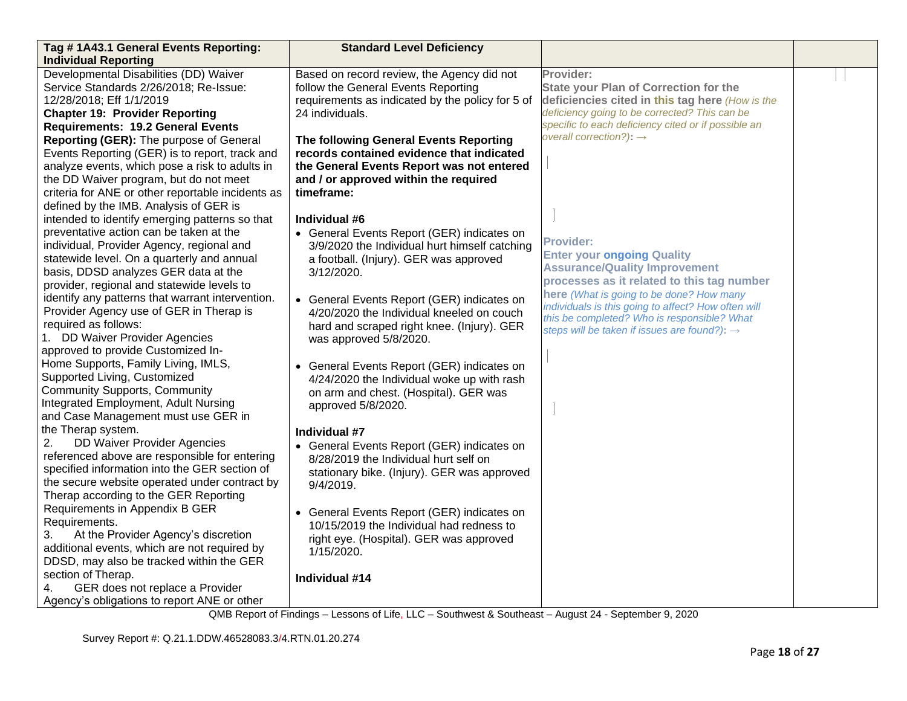| Tag # 1A43.1 General Events Reporting: Individual Reporting | Standard Level Deficiency | | |
|---|---|---|---|
| Developmental Disabilities (DD) Waiver Service Standards 2/26/2018; Re-Issue: 12/28/2018; Eff 1/1/2019<br>**Chapter 19: Provider Reporting Requirements: 19.2 General Events Reporting (GER):** The purpose of General Events Reporting (GER) is to report, track and analyze events, which pose a risk to adults in the DD Waiver program, but do not meet criteria for ANE or other reportable incidents as defined by the IMB. Analysis of GER is intended to identify emerging patterns so that preventative action can be taken at the individual, Provider Agency, regional and statewide level. On a quarterly and annual basis, DDSD analyzes GER data at the provider, regional and statewide levels to identify any patterns that warrant intervention. Provider Agency use of GER in Therap is required as follows:<br>1. DD Waiver Provider Agencies approved to provide Customized In-Home Supports, Family Living, IMLS, Supported Living, Customized Community Supports, Community Integrated Employment, Adult Nursing and Case Management must use GER in the Therap system.<br>2. DD Waiver Provider Agencies referenced above are responsible for entering specified information into the GER section of the secure website operated under contract by Therap according to the GER Reporting Requirements in Appendix B GER Requirements.<br>3. At the Provider Agency's discretion additional events, which are not required by DDSD, may also be tracked within the GER section of Therap.<br>4. GER does not replace a Provider Agency's obligations to report ANE or other | Based on record review, the Agency did not follow the General Events Reporting requirements as indicated by the policy for 5 of 24 individuals.<br><br>**The following General Events Reporting records contained evidence that indicated the General Events Report was not entered and / or approved within the required timeframe:**<br><br>**Individual #6**<br>• General Events Report (GER) indicates on 3/9/2020 the Individual hurt himself catching a football. (Injury). GER was approved 3/12/2020.<br><br>• General Events Report (GER) indicates on 4/20/2020 the Individual kneeled on couch hard and scraped right knee. (Injury). GER was approved 5/8/2020.<br><br>• General Events Report (GER) indicates on 4/24/2020 the Individual woke up with rash on arm and chest. (Hospital). GER was approved 5/8/2020.<br><br>**Individual #7**<br>• General Events Report (GER) indicates on 8/28/2019 the Individual hurt self on stationary bike. (Injury). GER was approved 9/4/2019.<br><br>• General Events Report (GER) indicates on 10/15/2019 the Individual had redness to right eye. (Hospital). GER was approved 1/15/2020.<br><br>**Individual #14** | **Provider:**<br>**State your Plan of Correction for the deficiencies cited in this tag here** *(How is the deficiency going to be corrected? This can be specific to each deficiency cited or if possible an overall correction?):* →<br><br>**Provider:**<br>**Enter your ongoing Quality Assurance/Quality Improvement processes as it related to this tag number here** *(What is going to be done? How many individuals is this going to affect? How often will this be completed? Who is responsible? What steps will be taken if issues are found?):* → | |

QMB Report of Findings – Lessons of Life, LLC – Southwest & Southeast – August 24 - September 9, 2020

Survey Report #: Q.21.1.DDW.46528083.3/4.RTN.01.20.274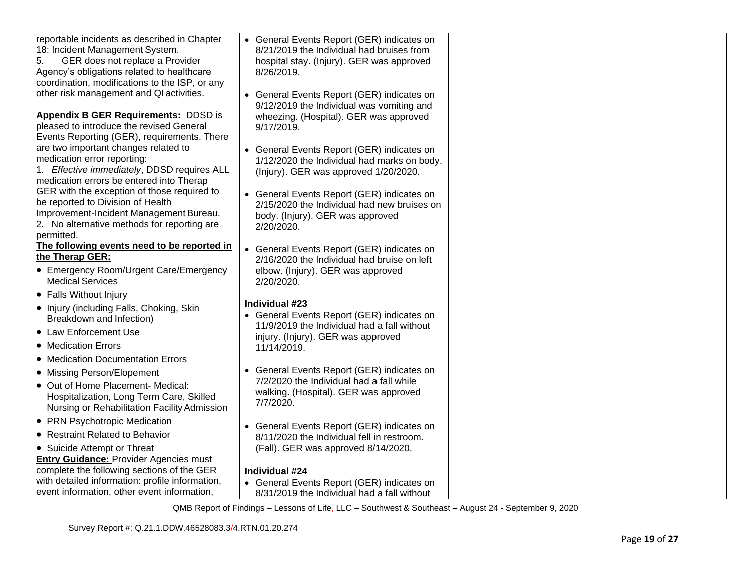| | | | |
|---|---|---|---|
| reportable incidents as described in Chapter 18: Incident Management System.<br>5. GER does not replace a Provider Agency's obligations related to healthcare coordination, modifications to the ISP, or any other risk management and QI activities.<br><br>**Appendix B GER Requirements:** DDSD is pleased to introduce the revised General Events Reporting (GER), requirements. There are two important changes related to medication error reporting:<br>1. *Effective immediately*, DDSD requires ALL medication errors be entered into Therap GER with the exception of those required to be reported to Division of Health Improvement-Incident Management Bureau.<br>2. No alternative methods for reporting are permitted.<br>**The following events need to be reported in the Therap GER:**<br>• Emergency Room/Urgent Care/Emergency Medical Services<br>• Falls Without Injury<br>• Injury (including Falls, Choking, Skin Breakdown and Infection)<br>• Law Enforcement Use<br>• Medication Errors<br>• Medication Documentation Errors<br>• Missing Person/Elopement<br>• Out of Home Placement- Medical: Hospitalization, Long Term Care, Skilled Nursing or Rehabilitation Facility Admission<br>• PRN Psychotropic Medication<br>• Restraint Related to Behavior<br>• Suicide Attempt or Threat<br>**Entry Guidance:** Provider Agencies must complete the following sections of the GER with detailed information: profile information, event information, other event information, | • General Events Report (GER) indicates on 8/21/2019 the Individual had bruises from hospital stay. (Injury). GER was approved 8/26/2019.<br><br>• General Events Report (GER) indicates on 9/12/2019 the Individual was vomiting and wheezing. (Hospital). GER was approved 9/17/2019.<br><br>• General Events Report (GER) indicates on 1/12/2020 the Individual had marks on body. (Injury). GER was approved 1/20/2020.<br><br>• General Events Report (GER) indicates on 2/15/2020 the Individual had new bruises on body. (Injury). GER was approved 2/20/2020.<br><br>• General Events Report (GER) indicates on 2/16/2020 the Individual had bruise on left elbow. (Injury). GER was approved 2/20/2020.<br><br>**Individual #23**<br>• General Events Report (GER) indicates on 11/9/2019 the Individual had a fall without injury. (Injury). GER was approved 11/14/2019.<br><br>• General Events Report (GER) indicates on 7/2/2020 the Individual had a fall while walking. (Hospital). GER was approved 7/7/2020.<br><br>• General Events Report (GER) indicates on 8/11/2020 the Individual fell in restroom. (Fall). GER was approved 8/14/2020.<br><br>**Individual #24**<br>• General Events Report (GER) indicates on 8/31/2019 the Individual had a fall without | | |

QMB Report of Findings – Lessons of Life, LLC – Southwest & Southeast – August 24 - September 9, 2020

Survey Report #: Q.21.1.DDW.46528083.3/4.RTN.01.20.274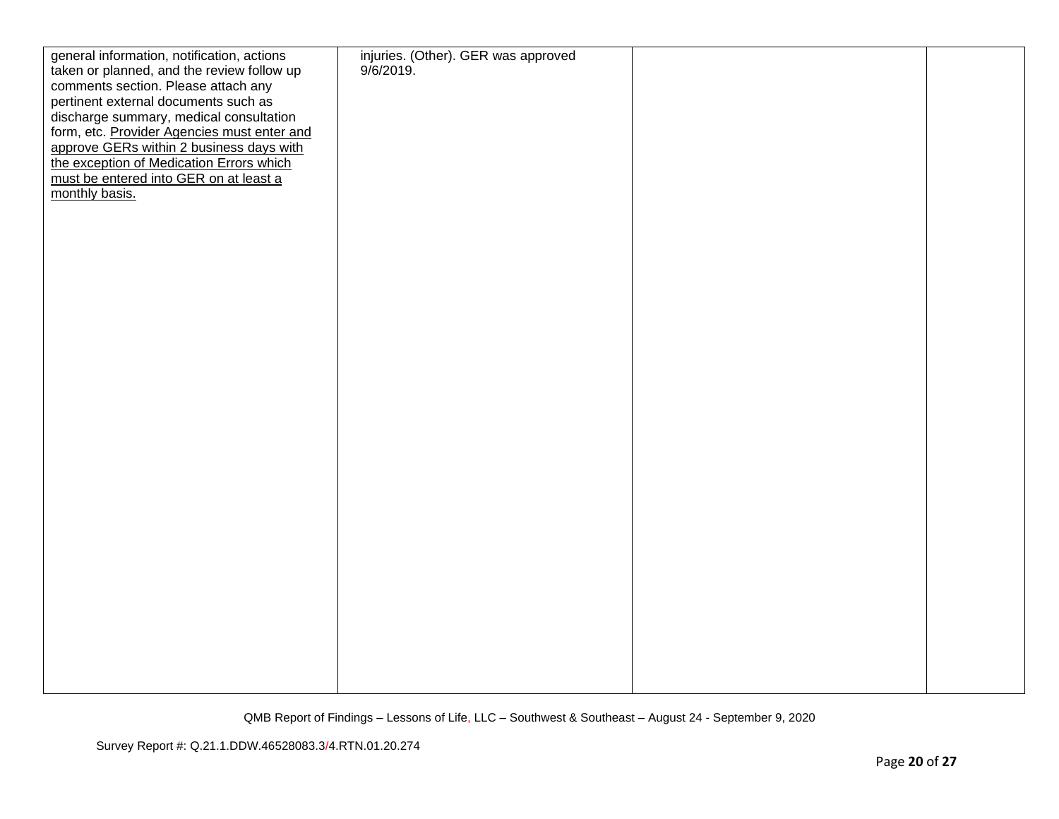| | | | |
|---|---|---|---|
| general information, notification, actions taken or planned, and the review follow up comments section. Please attach any pertinent external documents such as discharge summary, medical consultation form, etc. <u>Provider Agencies must enter and approve GERs within 2 business days with the exception of Medication Errors which must be entered into GER on at least a monthly basis.</u> | injuries. (Other). GER was approved 9/6/2019. | | |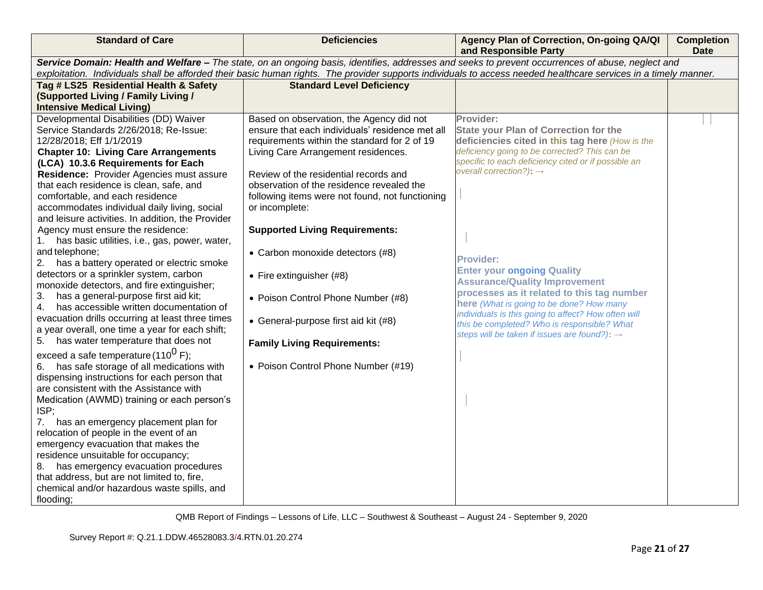| Standard of Care | Deficiencies | Agency Plan of Correction, On-going QA/QI and Responsible Party | Completion Date |
|---|---|---|---|
| **Service Domain: Health and Welfare –** *The state, on an ongoing basis, identifies, addresses and seeks to prevent occurrences of abuse, neglect and exploitation. Individuals shall be afforded their basic human rights. The provider supports individuals to access needed healthcare services in a timely manner.* | | | |
| **Tag # LS25 Residential Health & Safety (Supported Living / Family Living / Intensive Medical Living)** | **Standard Level Deficiency** | | |
| Developmental Disabilities (DD) Waiver Service Standards 2/26/2018; Re-Issue: 12/28/2018; Eff 1/1/2019<br>**Chapter 10: Living Care Arrangements (LCA) 10.3.6 Requirements for Each Residence:** Provider Agencies must assure that each residence is clean, safe, and comfortable, and each residence accommodates individual daily living, social and leisure activities. In addition, the Provider Agency must ensure the residence:<br>1. has basic utilities, i.e., gas, power, water, and telephone;<br>2. has a battery operated or electric smoke detectors or a sprinkler system, carbon monoxide detectors, and fire extinguisher;<br>3. has a general-purpose first aid kit;<br>4. has accessible written documentation of evacuation drills occurring at least three times a year overall, one time a year for each shift;<br>5. has water temperature that does not exceed a safe temperature (110$^{0}$ F);<br>6. has safe storage of all medications with dispensing instructions for each person that are consistent with the Assistance with Medication (AWMD) training or each person's ISP;<br>7. has an emergency placement plan for relocation of people in the event of an emergency evacuation that makes the residence unsuitable for occupancy;<br>8. has emergency evacuation procedures that address, but are not limited to, fire, chemical and/or hazardous waste spills, and flooding; | Based on observation, the Agency did not ensure that each individuals' residence met all requirements within the standard for 2 of 19 Living Care Arrangement residences.<br><br>Review of the residential records and observation of the residence revealed the following items were not found, not functioning or incomplete:<br><br>**Supported Living Requirements:**<br><br>• Carbon monoxide detectors (#8)<br><br>• Fire extinguisher (#8)<br><br>• Poison Control Phone Number (#8)<br><br>• General-purpose first aid kit (#8)<br><br>**Family Living Requirements:**<br><br>• Poison Control Phone Number (#19) | **Provider:**<br>**State your Plan of Correction for the deficiencies cited in this tag here** *(How is the deficiency going to be corrected? This can be specific to each deficiency cited or if possible an overall correction?):* →<br><br>**Provider:**<br>**Enter your ongoing Quality Assurance/Quality Improvement processes as it related to this tag number here** *(What is going to be done? How many individuals is this going to affect? How often will this be completed? Who is responsible? What steps will be taken if issues are found?):* → | |

QMB Report of Findings – Lessons of Life, LLC – Southwest & Southeast – August 24 - September 9, 2020

Survey Report #: Q.21.1.DDW.46528083.3/4.RTN.01.20.274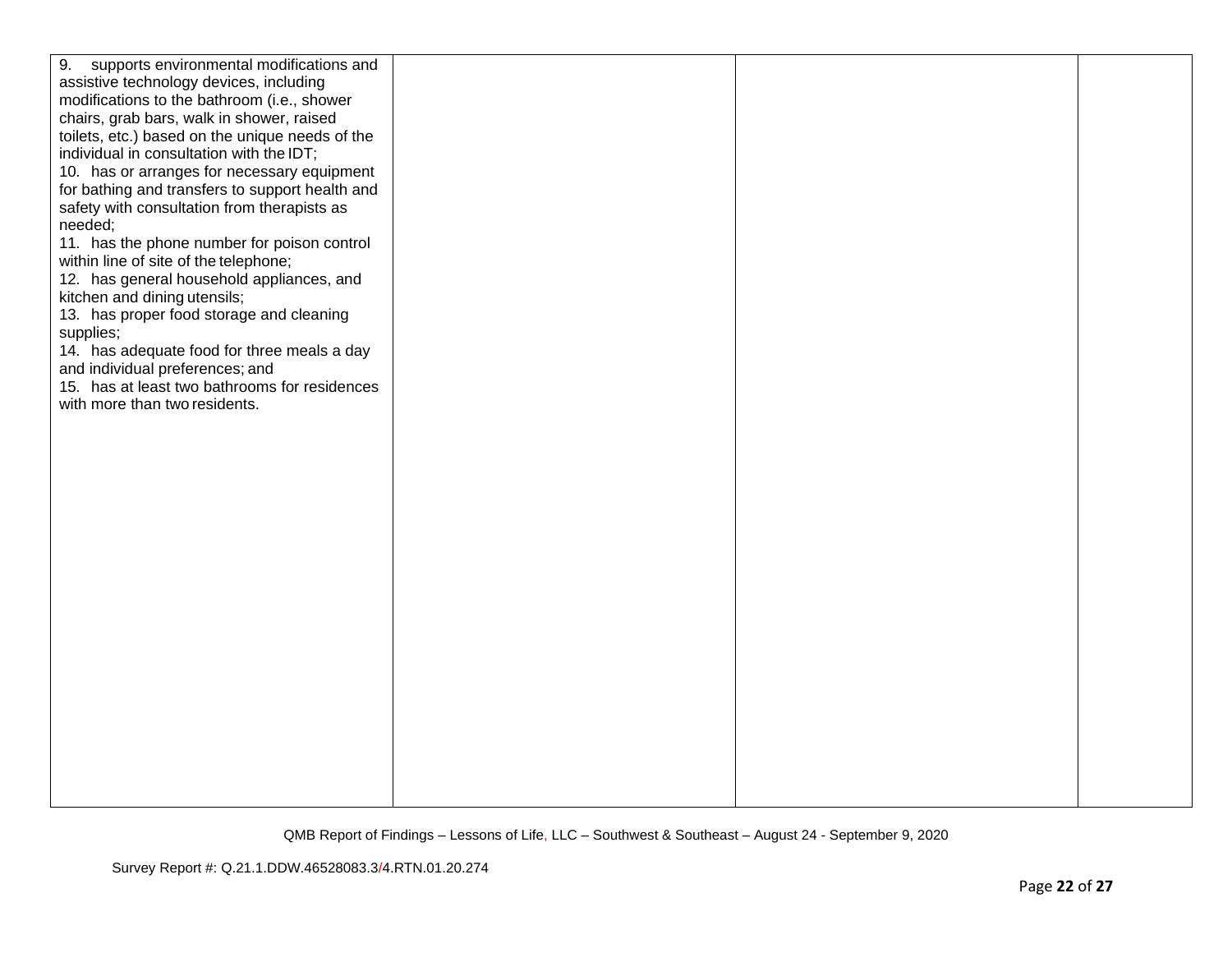| | | | |
|---|---|---|---|
| 9. supports environmental modifications and assistive technology devices, including modifications to the bathroom (i.e., shower chairs, grab bars, walk in shower, raised toilets, etc.) based on the unique needs of the individual in consultation with the IDT;<br>10. has or arranges for necessary equipment for bathing and transfers to support health and safety with consultation from therapists as needed;<br>11. has the phone number for poison control within line of site of the telephone;<br>12. has general household appliances, and kitchen and dining utensils;<br>13. has proper food storage and cleaning supplies;<br>14. has adequate food for three meals a day and individual preferences; and<br>15. has at least two bathrooms for residences with more than two residents. | | | |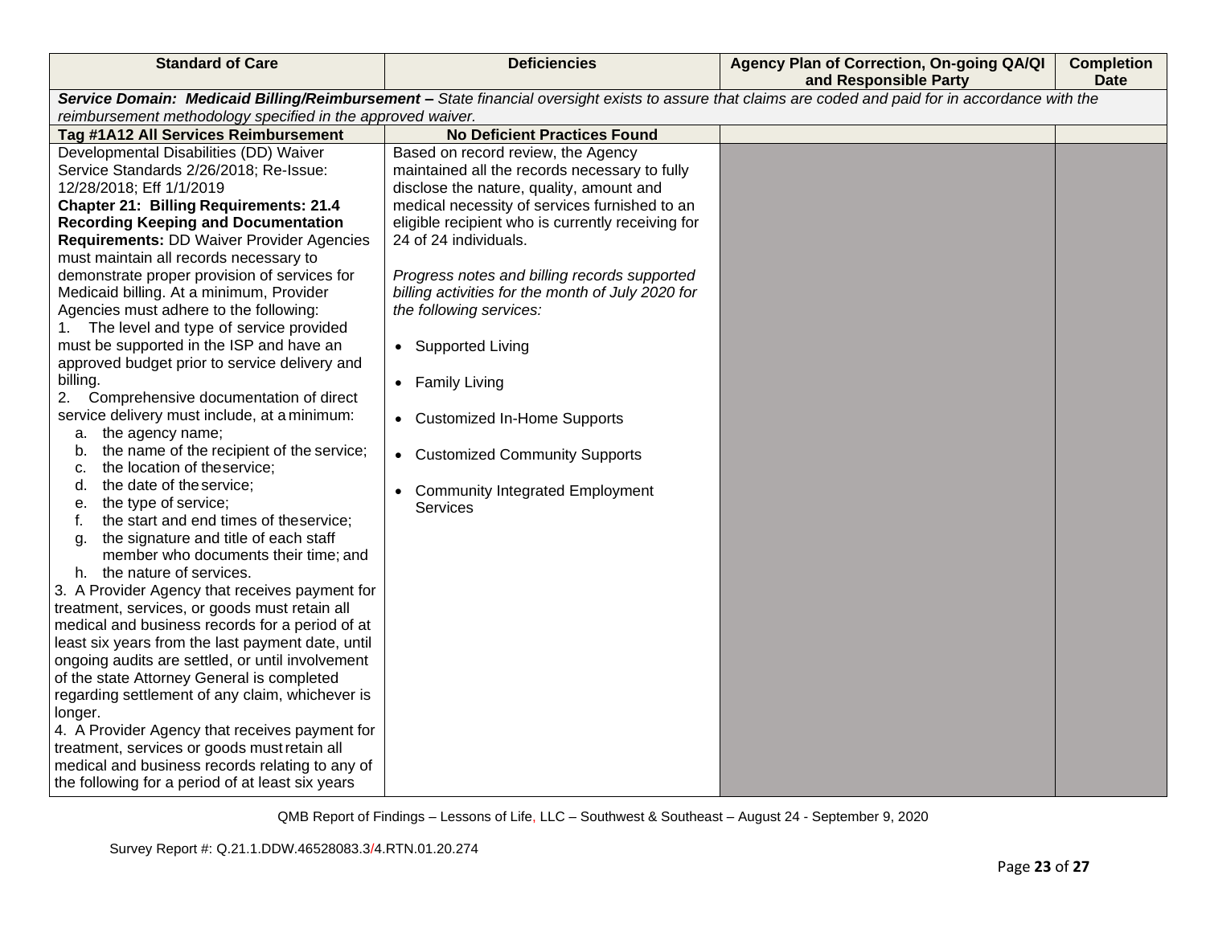| Standard of Care | Deficiencies | Agency Plan of Correction, On-going QA/QI and Responsible Party | Completion Date |
|---|---|---|---|
| ***Service Domain: Medicaid Billing/Reimbursement –*** *State financial oversight exists to assure that claims are coded and paid for in accordance with the reimbursement methodology specified in the approved waiver.* | | | |
| **Tag #1A12 All Services Reimbursement** | **No Deficient Practices Found** | | |
| Developmental Disabilities (DD) Waiver Service Standards 2/26/2018; Re-Issue: 12/28/2018; Eff 1/1/2019<br>**Chapter 21: Billing Requirements: 21.4 Recording Keeping and Documentation Requirements:** DD Waiver Provider Agencies must maintain all records necessary to demonstrate proper provision of services for Medicaid billing. At a minimum, Provider Agencies must adhere to the following:<br>1. The level and type of service provided must be supported in the ISP and have an approved budget prior to service delivery and billing.<br>2. Comprehensive documentation of direct service delivery must include, at a minimum:<br>a. the agency name;<br>b. the name of the recipient of the service;<br>c. the location of the service;<br>d. the date of the service;<br>e. the type of service;<br>f. the start and end times of the service;<br>g. the signature and title of each staff member who documents their time; and<br>h. the nature of services.<br>3. A Provider Agency that receives payment for treatment, services, or goods must retain all medical and business records for a period of at least six years from the last payment date, until ongoing audits are settled, or until involvement of the state Attorney General is completed regarding settlement of any claim, whichever is longer.<br>4. A Provider Agency that receives payment for treatment, services or goods must retain all medical and business records relating to any of the following for a period of at least six years | Based on record review, the Agency maintained all the records necessary to fully disclose the nature, quality, amount and medical necessity of services furnished to an eligible recipient who is currently receiving for 24 of 24 individuals.<br><br>*Progress notes and billing records supported billing activities for the month of July 2020 for the following services:*<br><br>• Supported Living<br>• Family Living<br>• Customized In-Home Supports<br>• Customized Community Supports<br>• Community Integrated Employment Services | | |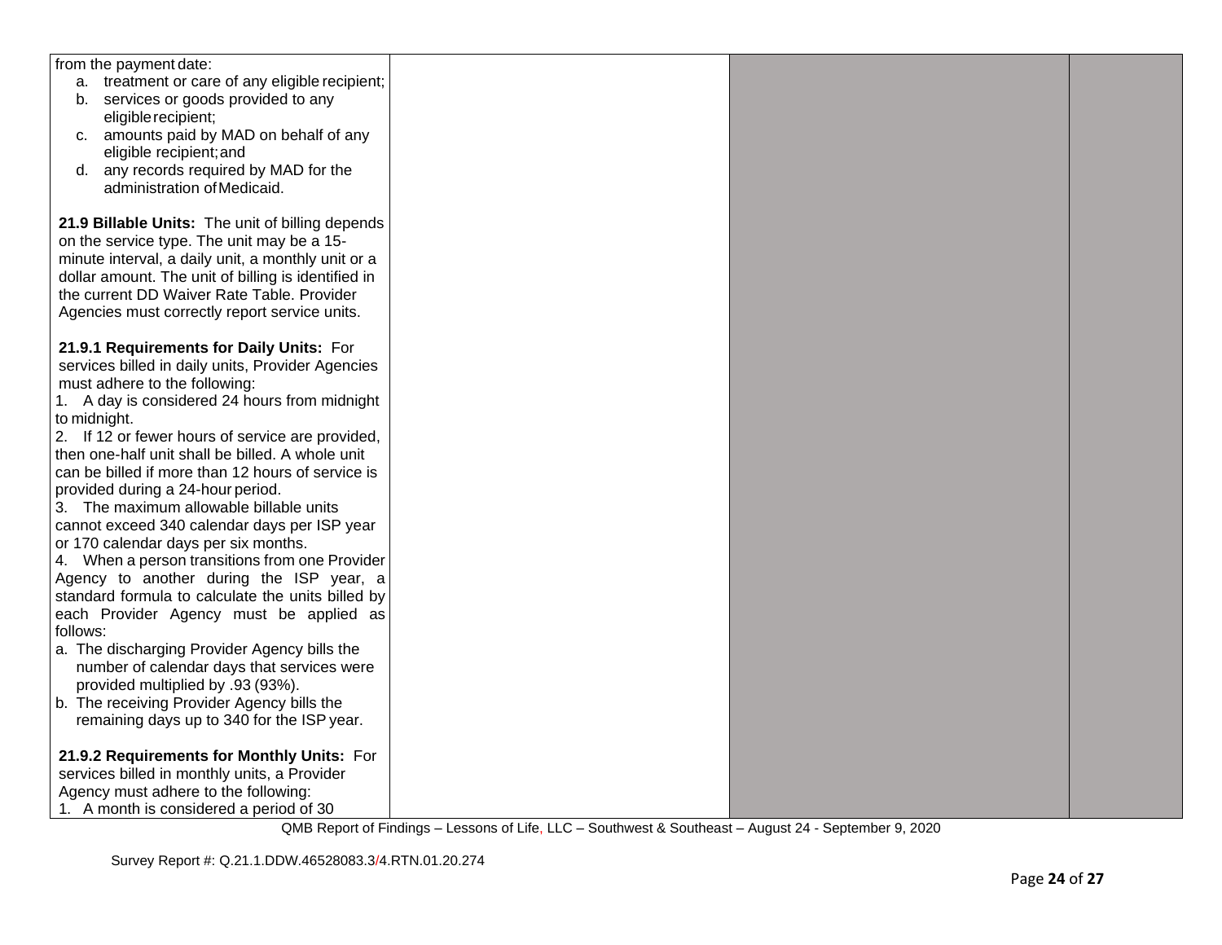| | | | |
|---|---|---|---|
| from the payment date:<br>a. treatment or care of any eligible recipient;<br>b. services or goods provided to any eligible recipient;<br>c. amounts paid by MAD on behalf of any eligible recipient; and<br>d. any records required by MAD for the administration of Medicaid.<br><br>**21.9 Billable Units:** The unit of billing depends on the service type. The unit may be a 15-minute interval, a daily unit, a monthly unit or a dollar amount. The unit of billing is identified in the current DD Waiver Rate Table. Provider Agencies must correctly report service units.<br><br>**21.9.1 Requirements for Daily Units:** For services billed in daily units, Provider Agencies must adhere to the following:<br>1. A day is considered 24 hours from midnight to midnight.<br>2. If 12 or fewer hours of service are provided, then one-half unit shall be billed. A whole unit can be billed if more than 12 hours of service is provided during a 24-hour period.<br>3. The maximum allowable billable units cannot exceed 340 calendar days per ISP year or 170 calendar days per six months.<br>4. When a person transitions from one Provider Agency to another during the ISP year, a standard formula to calculate the units billed by each Provider Agency must be applied as follows:<br>a. The discharging Provider Agency bills the number of calendar days that services were provided multiplied by .93 (93%).<br>b. The receiving Provider Agency bills the remaining days up to 340 for the ISP year.<br><br>**21.9.2 Requirements for Monthly Units:** For services billed in monthly units, a Provider Agency must adhere to the following:<br>1. A month is considered a period of 30 | | | |

QMB Report of Findings – Lessons of Life, LLC – Southwest & Southeast – August 24 - September 9, 2020

Survey Report #: Q.21.1.DDW.46528083.3/4.RTN.01.20.274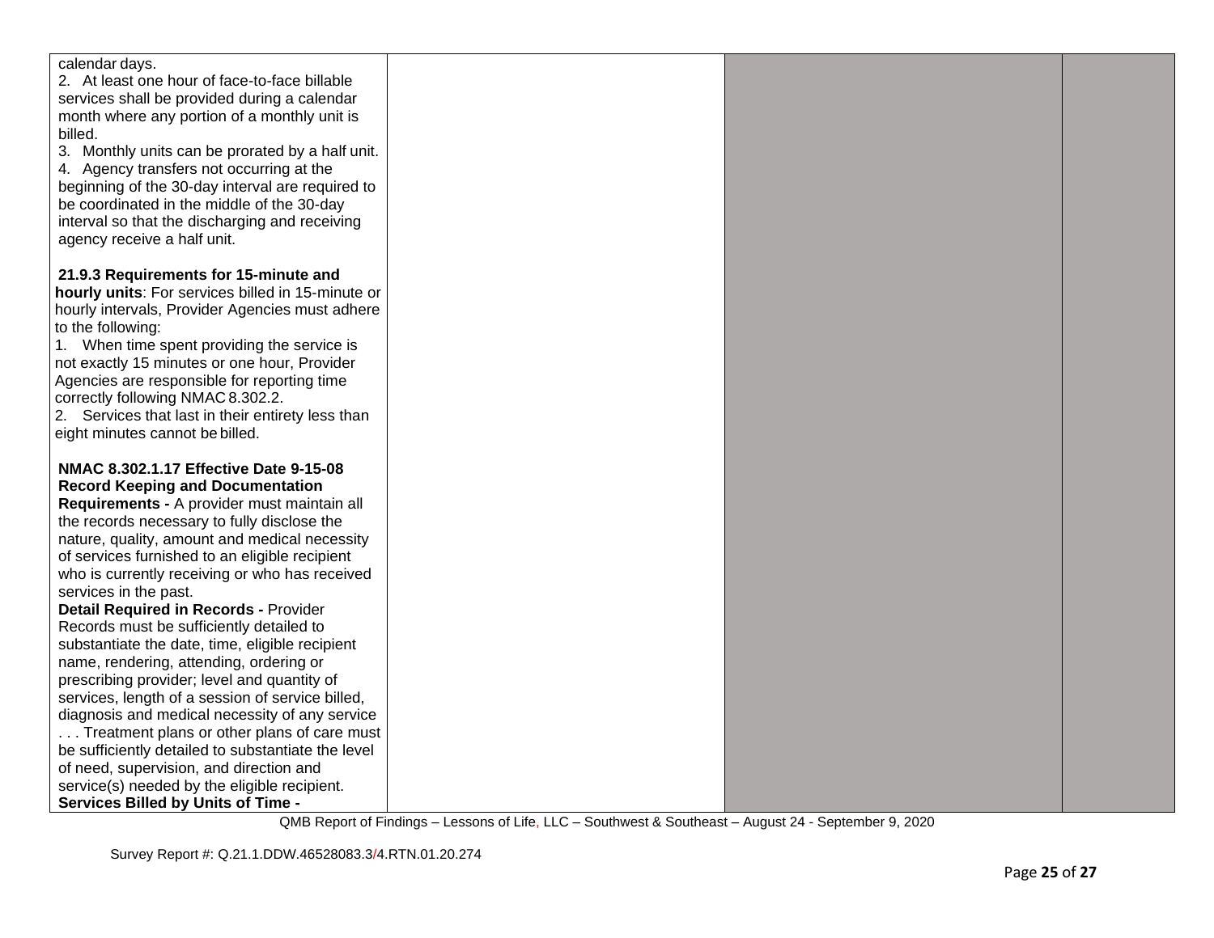| | | | |
|---|---|---|---|
| calendar days.<br>2. At least one hour of face-to-face billable services shall be provided during a calendar month where any portion of a monthly unit is billed.<br>3. Monthly units can be prorated by a half unit.<br>4. Agency transfers not occurring at the beginning of the 30-day interval are required to be coordinated in the middle of the 30-day interval so that the discharging and receiving agency receive a half unit.<br><br>**21.9.3 Requirements for 15-minute and hourly units**: For services billed in 15-minute or hourly intervals, Provider Agencies must adhere to the following:<br>1. When time spent providing the service is not exactly 15 minutes or one hour, Provider Agencies are responsible for reporting time correctly following NMAC 8.302.2.<br>2. Services that last in their entirety less than eight minutes cannot be billed.<br><br>**NMAC 8.302.1.17 Effective Date 9-15-08 Record Keeping and Documentation Requirements -** A provider must maintain all the records necessary to fully disclose the nature, quality, amount and medical necessity of services furnished to an eligible recipient who is currently receiving or who has received services in the past.<br>**Detail Required in Records -** Provider Records must be sufficiently detailed to substantiate the date, time, eligible recipient name, rendering, attending, ordering or prescribing provider; level and quantity of services, length of a session of service billed, diagnosis and medical necessity of any service . . . Treatment plans or other plans of care must be sufficiently detailed to substantiate the level of need, supervision, and direction and service(s) needed by the eligible recipient.<br>**Services Billed by Units of Time -** | | | |

QMB Report of Findings – Lessons of Life, LLC – Southwest & Southeast – August 24 - September 9, 2020

Survey Report #: Q.21.1.DDW.46528083.3/4.RTN.01.20.274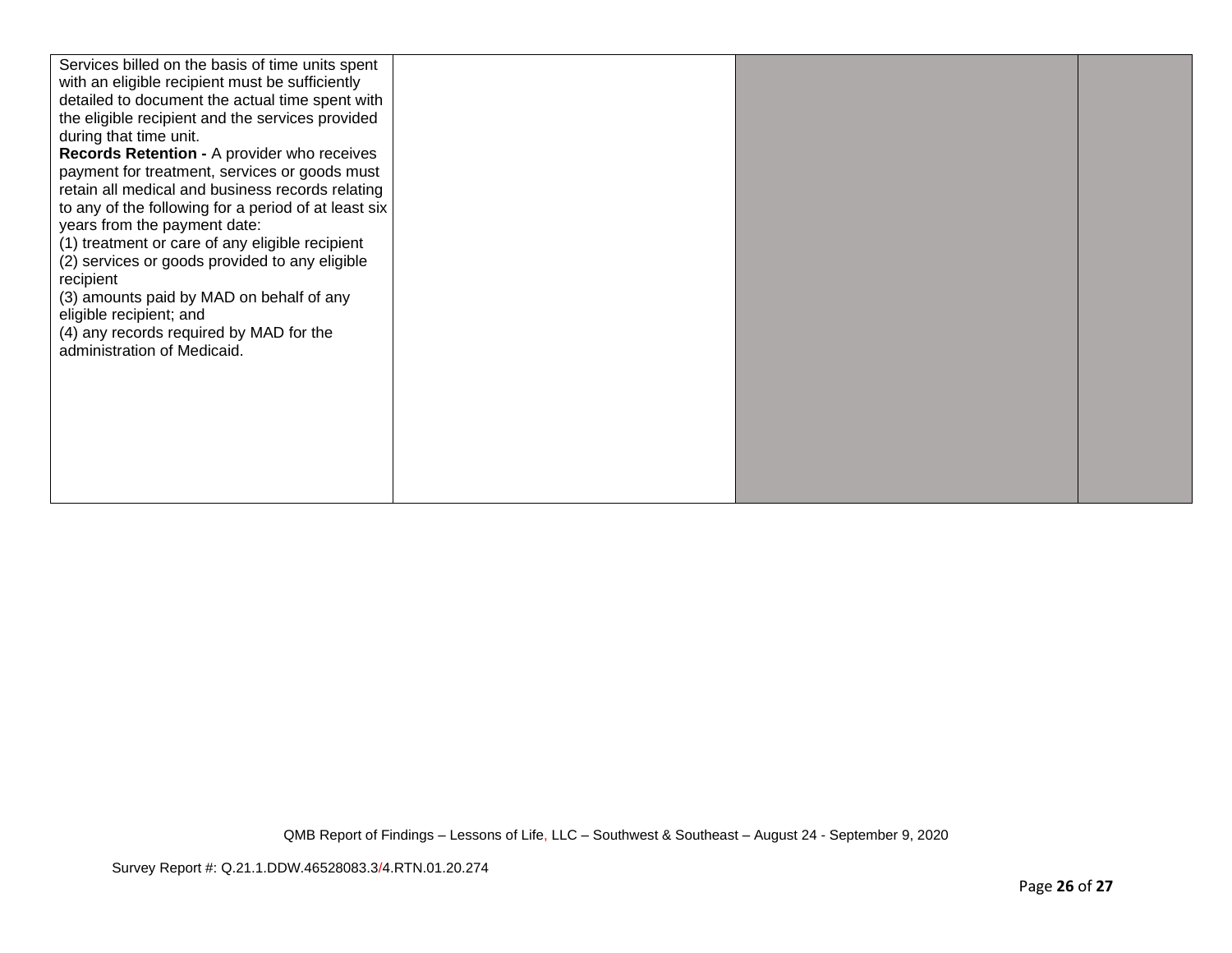| | | | |
|---|---|---|---|
| Services billed on the basis of time units spent with an eligible recipient must be sufficiently detailed to document the actual time spent with the eligible recipient and the services provided during that time unit.<br>**Records Retention -** A provider who receives payment for treatment, services or goods must retain all medical and business records relating to any of the following for a period of at least six years from the payment date:<br>(1) treatment or care of any eligible recipient<br>(2) services or goods provided to any eligible recipient<br>(3) amounts paid by MAD on behalf of any eligible recipient; and<br>(4) any records required by MAD for the administration of Medicaid. | | | |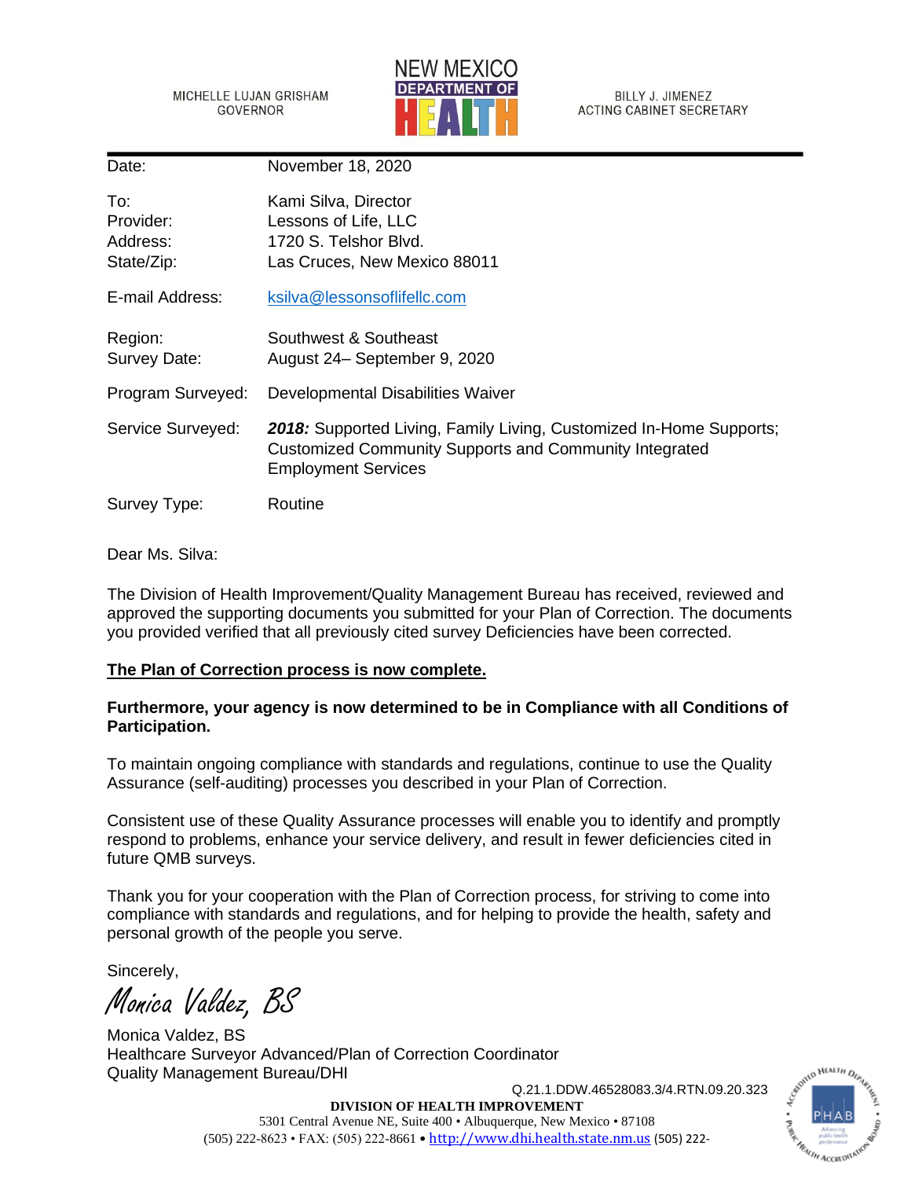MICHELLE LUJAN GRISHAM
GOVERNOR

NEW MEXICO
DEPARTMENT OF
HEALTH

BILLY J. JIMENEZ
ACTING CABINET SECRETARY

| | |
|---|---|
| Date: | November 18, 2020 |
| To: | Kami Silva, Director |
| Provider: | Lessons of Life, LLC |
| Address: | 1720 S. Telshor Blvd. |
| State/Zip: | Las Cruces, New Mexico 88011 |
| E-mail Address: | ksilva@lessonsoflifellc.com |
| Region: | Southwest & Southeast |
| Survey Date: | August 24– September 9, 2020 |
| Program Surveyed: | Developmental Disabilities Waiver |
| Service Surveyed: | ***2018:*** Supported Living, Family Living, Customized In-Home Supports; Customized Community Supports and Community Integrated Employment Services |
| Survey Type: | Routine |

Dear Ms. Silva:

The Division of Health Improvement/Quality Management Bureau has received, reviewed and approved the supporting documents you submitted for your Plan of Correction. The documents you provided verified that all previously cited survey Deficiencies have been corrected.

**The Plan of Correction process is now complete.**

**Furthermore, your agency is now determined to be in Compliance with all Conditions of Participation.**

To maintain ongoing compliance with standards and regulations, continue to use the Quality Assurance (self-auditing) processes you described in your Plan of Correction.

Consistent use of these Quality Assurance processes will enable you to identify and promptly respond to problems, enhance your service delivery, and result in fewer deficiencies cited in future QMB surveys.

Thank you for your cooperation with the Plan of Correction process, for striving to come into compliance with standards and regulations, and for helping to provide the health, safety and personal growth of the people you serve.

Sincerely,

*Monica Valdez, BS*

Monica Valdez, BS
Healthcare Surveyor Advanced/Plan of Correction Coordinator
Quality Management Bureau/DHI

Q.21.1.DDW.46528083.3/4.RTN.09.20.323

**DIVISION OF HEALTH IMPROVEMENT**
5301 Central Avenue NE, Suite 400 • Albuquerque, New Mexico • 87108
(505) 222-8623 • FAX: (505) 222-8661 • http://www.dhi.health.state.nm.us (505) 222-